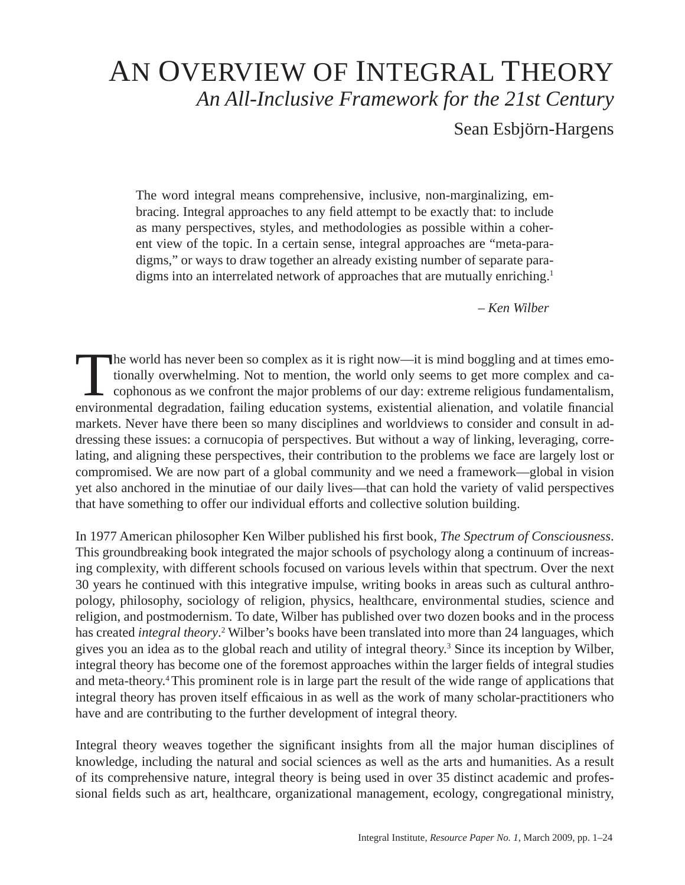# An Overview of Integral Theory

## *An All-Inclusive Framework for the 21st Century*

Sean Esbjörn-Hargens

> The word integral means comprehensive, inclusive, non-marginalizing, embracing. Integral approaches to any field attempt to be exactly that: to include as many perspectives, styles, and methodologies as possible within a coherent view of the topic. In a certain sense, integral approaches are "meta-paradigms," or ways to draw together an already existing number of separate paradigms into an interrelated network of approaches that are mutually enriching.[1]
>
> *– Ken Wilber*

The world has never been so complex as it is right now—it is mind boggling and at times emotionally overwhelming. Not to mention, the world only seems to get more complex and cacophonous as we confront the major problems of our day: extreme religious fundamentalism, environmental degradation, failing education systems, existential alienation, and volatile financial markets. Never have there been so many disciplines and worldviews to consider and consult in addressing these issues: a cornucopia of perspectives. But without a way of linking, leveraging, correlating, and aligning these perspectives, their contribution to the problems we face are largely lost or compromised. We are now part of a global community and we need a framework—global in vision yet also anchored in the minutiae of our daily lives—that can hold the variety of valid perspectives that have something to offer our individual efforts and collective solution building.

In 1977 American philosopher Ken Wilber published his first book, *The Spectrum of Consciousness*. This groundbreaking book integrated the major schools of psychology along a continuum of increasing complexity, with different schools focused on various levels within that spectrum. Over the next 30 years he continued with this integrative impulse, writing books in areas such as cultural anthropology, philosophy, sociology of religion, physics, healthcare, environmental studies, science and religion, and postmodernism. To date, Wilber has published over two dozen books and in the process has created *integral theory*.[2] Wilber's books have been translated into more than 24 languages, which gives you an idea as to the global reach and utility of integral theory.[3] Since its inception by Wilber, integral theory has become one of the foremost approaches within the larger fields of integral studies and meta-theory.[4] This prominent role is in large part the result of the wide range of applications that integral theory has proven itself efficaious in as well as the work of many scholar-practitioners who have and are contributing to the further development of integral theory.

Integral theory weaves together the significant insights from all the major human disciplines of knowledge, including the natural and social sciences as well as the arts and humanities. As a result of its comprehensive nature, integral theory is being used in over 35 distinct academic and professional fields such as art, healthcare, organizational management, ecology, congregational ministry,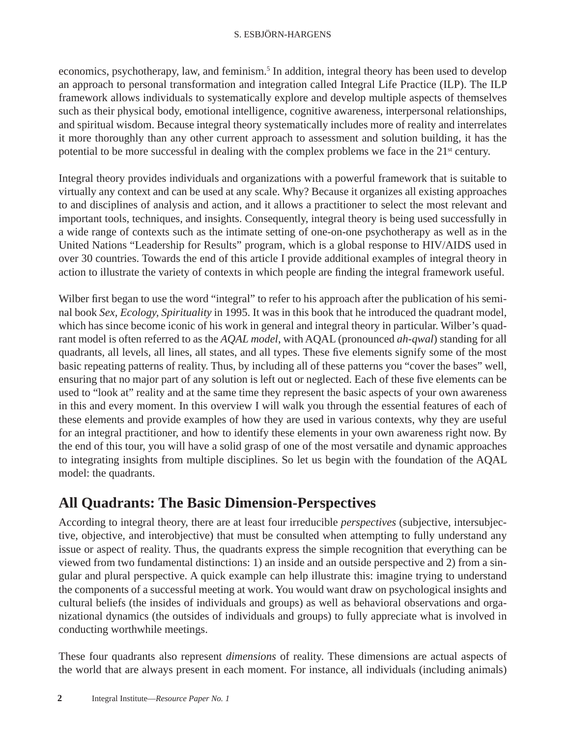economics, psychotherapy, law, and feminism.[5] In addition, integral theory has been used to develop an approach to personal transformation and integration called Integral Life Practice (ILP). The ILP framework allows individuals to systematically explore and develop multiple aspects of themselves such as their physical body, emotional intelligence, cognitive awareness, interpersonal relationships, and spiritual wisdom. Because integral theory systematically includes more of reality and interrelates it more thoroughly than any other current approach to assessment and solution building, it has the potential to be more successful in dealing with the complex problems we face in the 21st century.

Integral theory provides individuals and organizations with a powerful framework that is suitable to virtually any context and can be used at any scale. Why? Because it organizes all existing approaches to and disciplines of analysis and action, and it allows a practitioner to select the most relevant and important tools, techniques, and insights. Consequently, integral theory is being used successfully in a wide range of contexts such as the intimate setting of one-on-one psychotherapy as well as in the United Nations "Leadership for Results" program, which is a global response to HIV/AIDS used in over 30 countries. Towards the end of this article I provide additional examples of integral theory in action to illustrate the variety of contexts in which people are finding the integral framework useful.

Wilber first began to use the word "integral" to refer to his approach after the publication of his seminal book *Sex, Ecology, Spirituality* in 1995. It was in this book that he introduced the quadrant model, which has since become iconic of his work in general and integral theory in particular. Wilber's quadrant model is often referred to as the *AQAL model*, with AQAL (pronounced *ah-qwal*) standing for all quadrants, all levels, all lines, all states, and all types. These five elements signify some of the most basic repeating patterns of reality. Thus, by including all of these patterns you "cover the bases" well, ensuring that no major part of any solution is left out or neglected. Each of these five elements can be used to "look at" reality and at the same time they represent the basic aspects of your own awareness in this and every moment. In this overview I will walk you through the essential features of each of these elements and provide examples of how they are used in various contexts, why they are useful for an integral practitioner, and how to identify these elements in your own awareness right now. By the end of this tour, you will have a solid grasp of one of the most versatile and dynamic approaches to integrating insights from multiple disciplines. So let us begin with the foundation of the AQAL model: the quadrants.

## All Quadrants: The Basic Dimension-Perspectives

According to integral theory, there are at least four irreducible *perspectives* (subjective, intersubjective, objective, and interobjective) that must be consulted when attempting to fully understand any issue or aspect of reality. Thus, the quadrants express the simple recognition that everything can be viewed from two fundamental distinctions: 1) an inside and an outside perspective and 2) from a singular and plural perspective. A quick example can help illustrate this: imagine trying to understand the components of a successful meeting at work. You would want draw on psychological insights and cultural beliefs (the insides of individuals and groups) as well as behavioral observations and organizational dynamics (the outsides of individuals and groups) to fully appreciate what is involved in conducting worthwhile meetings.

These four quadrants also represent *dimensions* of reality. These dimensions are actual aspects of the world that are always present in each moment. For instance, all individuals (including animals)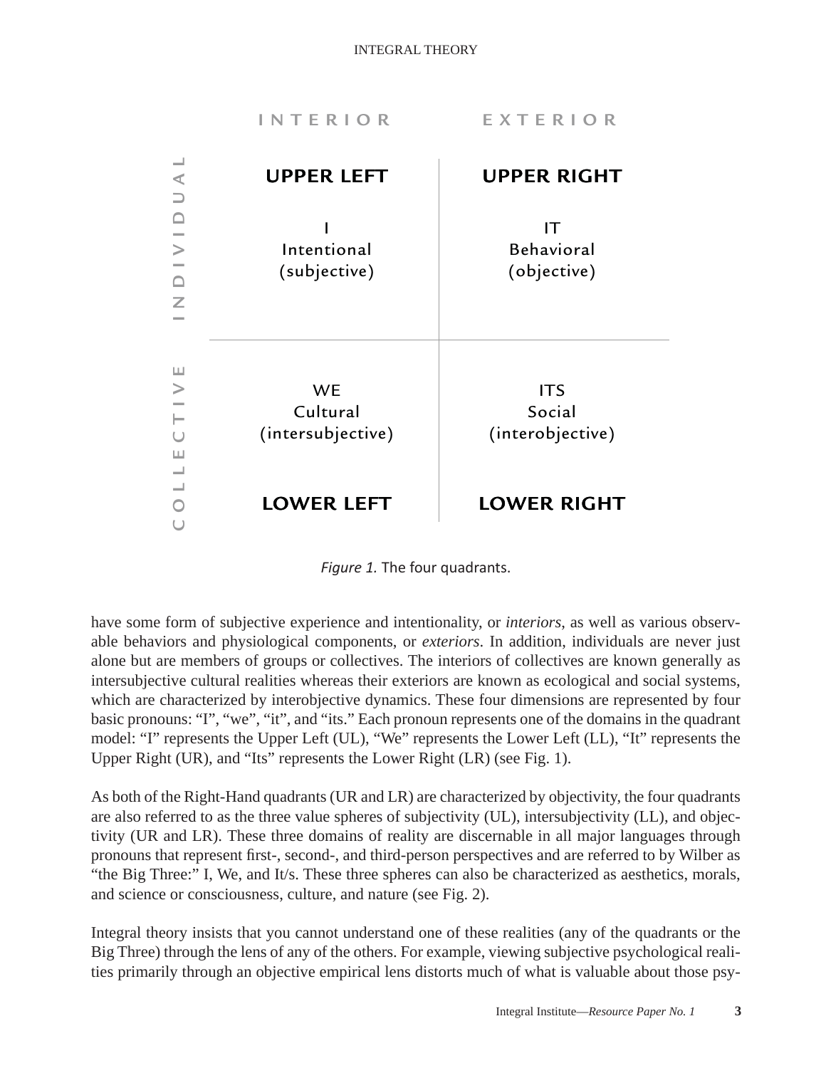|  | INTERIOR | EXTERIOR |
| --- | --- | --- |
| INDIVIDUAL | UPPER LEFT<br><br>I<br>Intentional<br>(subjective) | UPPER RIGHT<br><br>IT<br>Behavioral<br>(objective) |
| COLLECTIVE | WE<br>Cultural<br>(intersubjective)<br><br>LOWER LEFT | ITS<br>Social<br>(interobjective)<br><br>LOWER RIGHT |

*Figure 1.* The four quadrants.

have some form of subjective experience and intentionality, or *interiors*, as well as various observable behaviors and physiological components, or *exteriors*. In addition, individuals are never just alone but are members of groups or collectives. The interiors of collectives are known generally as intersubjective cultural realities whereas their exteriors are known as ecological and social systems, which are characterized by interobjective dynamics. These four dimensions are represented by four basic pronouns: "I", "we", "it", and "its." Each pronoun represents one of the domains in the quadrant model: "I" represents the Upper Left (UL), "We" represents the Lower Left (LL), "It" represents the Upper Right (UR), and "Its" represents the Lower Right (LR) (see Fig. 1).

As both of the Right-Hand quadrants (UR and LR) are characterized by objectivity, the four quadrants are also referred to as the three value spheres of subjectivity (UL), intersubjectivity (LL), and objectivity (UR and LR). These three domains of reality are discernable in all major languages through pronouns that represent first-, second-, and third-person perspectives and are referred to by Wilber as "the Big Three:" I, We, and It/s. These three spheres can also be characterized as aesthetics, morals, and science or consciousness, culture, and nature (see Fig. 2).

Integral theory insists that you cannot understand one of these realities (any of the quadrants or the Big Three) through the lens of any of the others. For example, viewing subjective psychological realities primarily through an objective empirical lens distorts much of what is valuable about those psy-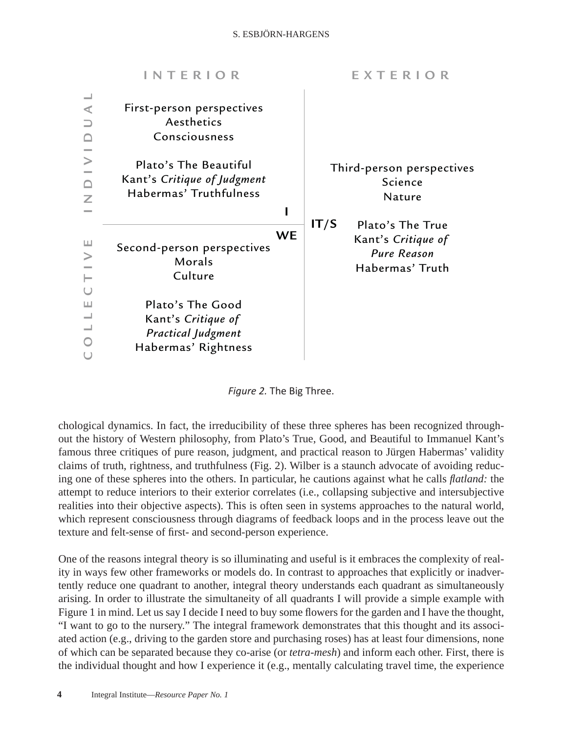| | INTERIOR | EXTERIOR |
| --- | --- | --- |
| INDIVIDUAL | First-person perspectives<br>Aesthetics<br>Consciousness<br><br>Plato's The Beautiful<br>Kant's *Critique of Judgment*<br>Habermas' Truthfulness<br><br>I | IT/S<br><br>Third-person perspectives<br>Science<br>Nature<br><br>Plato's The True<br>Kant's *Critique of Pure Reason*<br>Habermas' Truth |
| COLLECTIVE | WE<br><br>Second-person perspectives<br>Morals<br>Culture<br><br>Plato's The Good<br>Kant's *Critique of Practical Judgment*<br>Habermas' Rightness | |

*Figure 2.* The Big Three.

chological dynamics. In fact, the irreducibility of these three spheres has been recognized throughout the history of Western philosophy, from Plato's True, Good, and Beautiful to Immanuel Kant's famous three critiques of pure reason, judgment, and practical reason to Jürgen Habermas' validity claims of truth, rightness, and truthfulness (Fig. 2). Wilber is a staunch advocate of avoiding reducing one of these spheres into the others. In particular, he cautions against what he calls *flatland:* the attempt to reduce interiors to their exterior correlates (i.e., collapsing subjective and intersubjective realities into their objective aspects). This is often seen in systems approaches to the natural world, which represent consciousness through diagrams of feedback loops and in the process leave out the texture and felt-sense of first- and second-person experience.

One of the reasons integral theory is so illuminating and useful is it embraces the complexity of reality in ways few other frameworks or models do. In contrast to approaches that explicitly or inadvertently reduce one quadrant to another, integral theory understands each quadrant as simultaneously arising. In order to illustrate the simultaneity of all quadrants I will provide a simple example with Figure 1 in mind. Let us say I decide I need to buy some flowers for the garden and I have the thought, "I want to go to the nursery." The integral framework demonstrates that this thought and its associated action (e.g., driving to the garden store and purchasing roses) has at least four dimensions, none of which can be separated because they co-arise (or *tetra-mesh*) and inform each other. First, there is the individual thought and how I experience it (e.g., mentally calculating travel time, the experience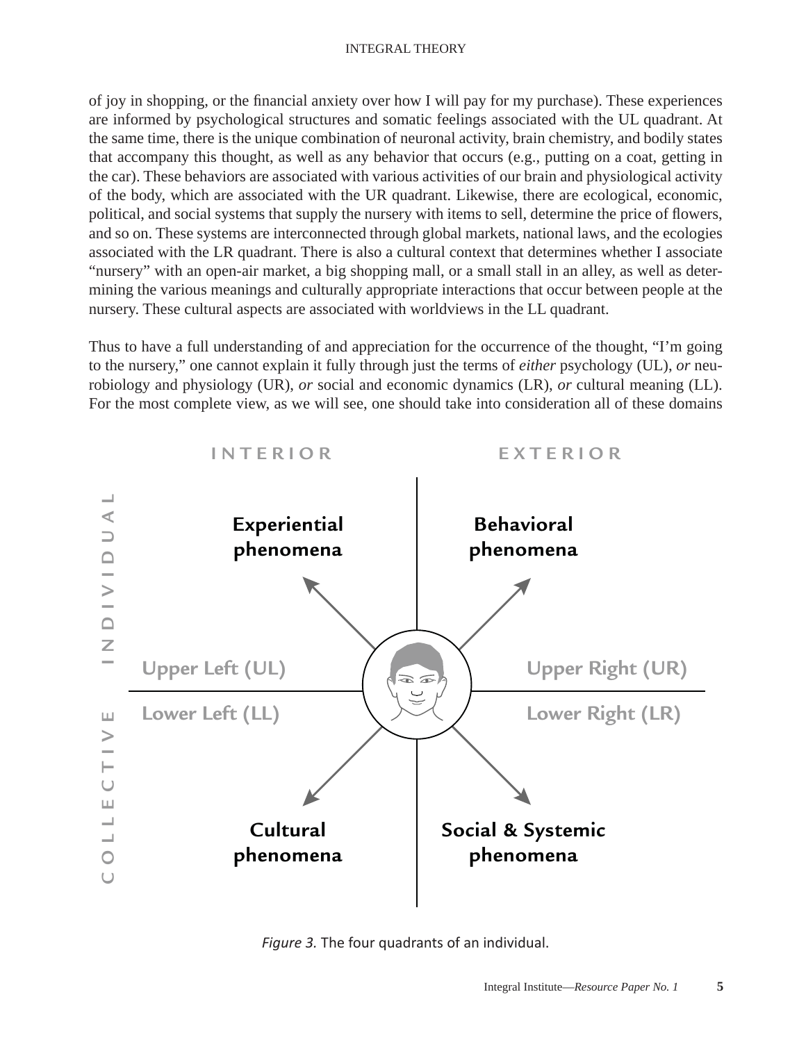of joy in shopping, or the financial anxiety over how I will pay for my purchase). These experiences are informed by psychological structures and somatic feelings associated with the UL quadrant. At the same time, there is the unique combination of neuronal activity, brain chemistry, and bodily states that accompany this thought, as well as any behavior that occurs (e.g., putting on a coat, getting in the car). These behaviors are associated with various activities of our brain and physiological activity of the body, which are associated with the UR quadrant. Likewise, there are ecological, economic, political, and social systems that supply the nursery with items to sell, determine the price of flowers, and so on. These systems are interconnected through global markets, national laws, and the ecologies associated with the LR quadrant. There is also a cultural context that determines whether I associate "nursery" with an open-air market, a big shopping mall, or a small stall in an alley, as well as determining the various meanings and culturally appropriate interactions that occur between people at the nursery. These cultural aspects are associated with worldviews in the LL quadrant.

Thus to have a full understanding of and appreciation for the occurrence of the thought, "I'm going to the nursery," one cannot explain it fully through just the terms of *either* psychology (UL), *or* neurobiology and physiology (UR), *or* social and economic dynamics (LR), *or* cultural meaning (LL). For the most complete view, as we will see, one should take into consideration all of these domains

*Figure 3.* The four quadrants of an individual.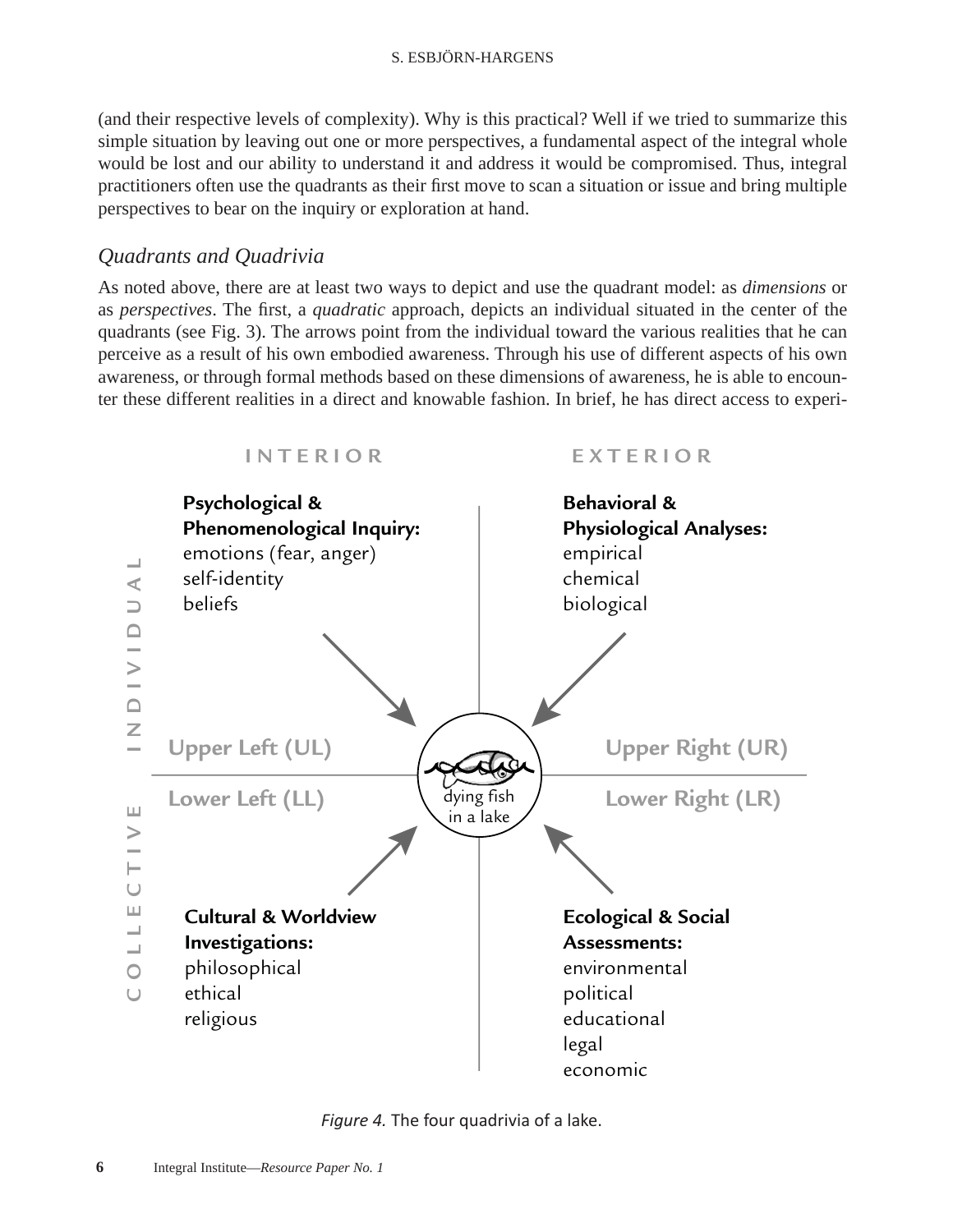(and their respective levels of complexity). Why is this practical? Well if we tried to summarize this simple situation by leaving out one or more perspectives, a fundamental aspect of the integral whole would be lost and our ability to understand it and address it would be compromised. Thus, integral practitioners often use the quadrants as their first move to scan a situation or issue and bring multiple perspectives to bear on the inquiry or exploration at hand.

## *Quadrants and Quadrivia*

As noted above, there are at least two ways to depict and use the quadrant model: as *dimensions* or as *perspectives*. The first, a *quadratic* approach, depicts an individual situated in the center of the quadrants (see Fig. 3). The arrows point from the individual toward the various realities that he can perceive as a result of his own embodied awareness. Through his use of different aspects of his own awareness, or through formal methods based on these dimensions of awareness, he is able to encounter these different realities in a direct and knowable fashion. In brief, he has direct access to experi-

INTERIOR | EXTERIOR

INDIVIDUAL | COLLECTIVE

**Psychological & Phenomenological Inquiry:**
emotions (fear, anger)
self-identity
beliefs

**Behavioral & Physiological Analyses:**
empirical
chemical
biological

Upper Left (UL) | Upper Right (UR)

Lower Left (LL) | Lower Right (LR)

dying fish in a lake

**Cultural & Worldview Investigations:**
philosophical
ethical
religious

**Ecological & Social Assessments:**
environmental
political
educational
legal
economic

*Figure 4.* The four quadrivia of a lake.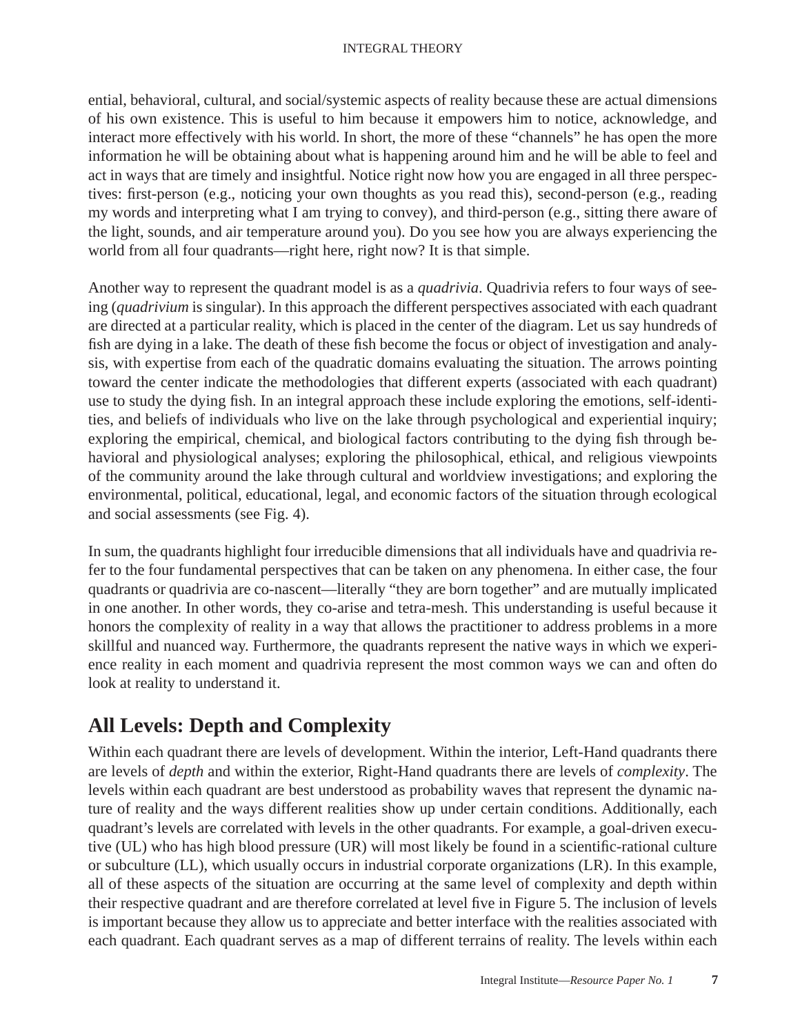ential, behavioral, cultural, and social/systemic aspects of reality because these are actual dimensions of his own existence. This is useful to him because it empowers him to notice, acknowledge, and interact more effectively with his world. In short, the more of these "channels" he has open the more information he will be obtaining about what is happening around him and he will be able to feel and act in ways that are timely and insightful. Notice right now how you are engaged in all three perspectives: first-person (e.g., noticing your own thoughts as you read this), second-person (e.g., reading my words and interpreting what I am trying to convey), and third-person (e.g., sitting there aware of the light, sounds, and air temperature around you). Do you see how you are always experiencing the world from all four quadrants—right here, right now? It is that simple.

Another way to represent the quadrant model is as a *quadrivia*. Quadrivia refers to four ways of seeing (*quadrivium* is singular). In this approach the different perspectives associated with each quadrant are directed at a particular reality, which is placed in the center of the diagram. Let us say hundreds of fish are dying in a lake. The death of these fish become the focus or object of investigation and analysis, with expertise from each of the quadratic domains evaluating the situation. The arrows pointing toward the center indicate the methodologies that different experts (associated with each quadrant) use to study the dying fish. In an integral approach these include exploring the emotions, self-identities, and beliefs of individuals who live on the lake through psychological and experiential inquiry; exploring the empirical, chemical, and biological factors contributing to the dying fish through behavioral and physiological analyses; exploring the philosophical, ethical, and religious viewpoints of the community around the lake through cultural and worldview investigations; and exploring the environmental, political, educational, legal, and economic factors of the situation through ecological and social assessments (see Fig. 4).

In sum, the quadrants highlight four irreducible dimensions that all individuals have and quadrivia refer to the four fundamental perspectives that can be taken on any phenomena. In either case, the four quadrants or quadrivia are co-nascent—literally "they are born together" and are mutually implicated in one another. In other words, they co-arise and tetra-mesh. This understanding is useful because it honors the complexity of reality in a way that allows the practitioner to address problems in a more skillful and nuanced way. Furthermore, the quadrants represent the native ways in which we experience reality in each moment and quadrivia represent the most common ways we can and often do look at reality to understand it.

## All Levels: Depth and Complexity

Within each quadrant there are levels of development. Within the interior, Left-Hand quadrants there are levels of *depth* and within the exterior, Right-Hand quadrants there are levels of *complexity*. The levels within each quadrant are best understood as probability waves that represent the dynamic nature of reality and the ways different realities show up under certain conditions. Additionally, each quadrant's levels are correlated with levels in the other quadrants. For example, a goal-driven executive (UL) who has high blood pressure (UR) will most likely be found in a scientific-rational culture or subculture (LL), which usually occurs in industrial corporate organizations (LR). In this example, all of these aspects of the situation are occurring at the same level of complexity and depth within their respective quadrant and are therefore correlated at level five in Figure 5. The inclusion of levels is important because they allow us to appreciate and better interface with the realities associated with each quadrant. Each quadrant serves as a map of different terrains of reality. The levels within each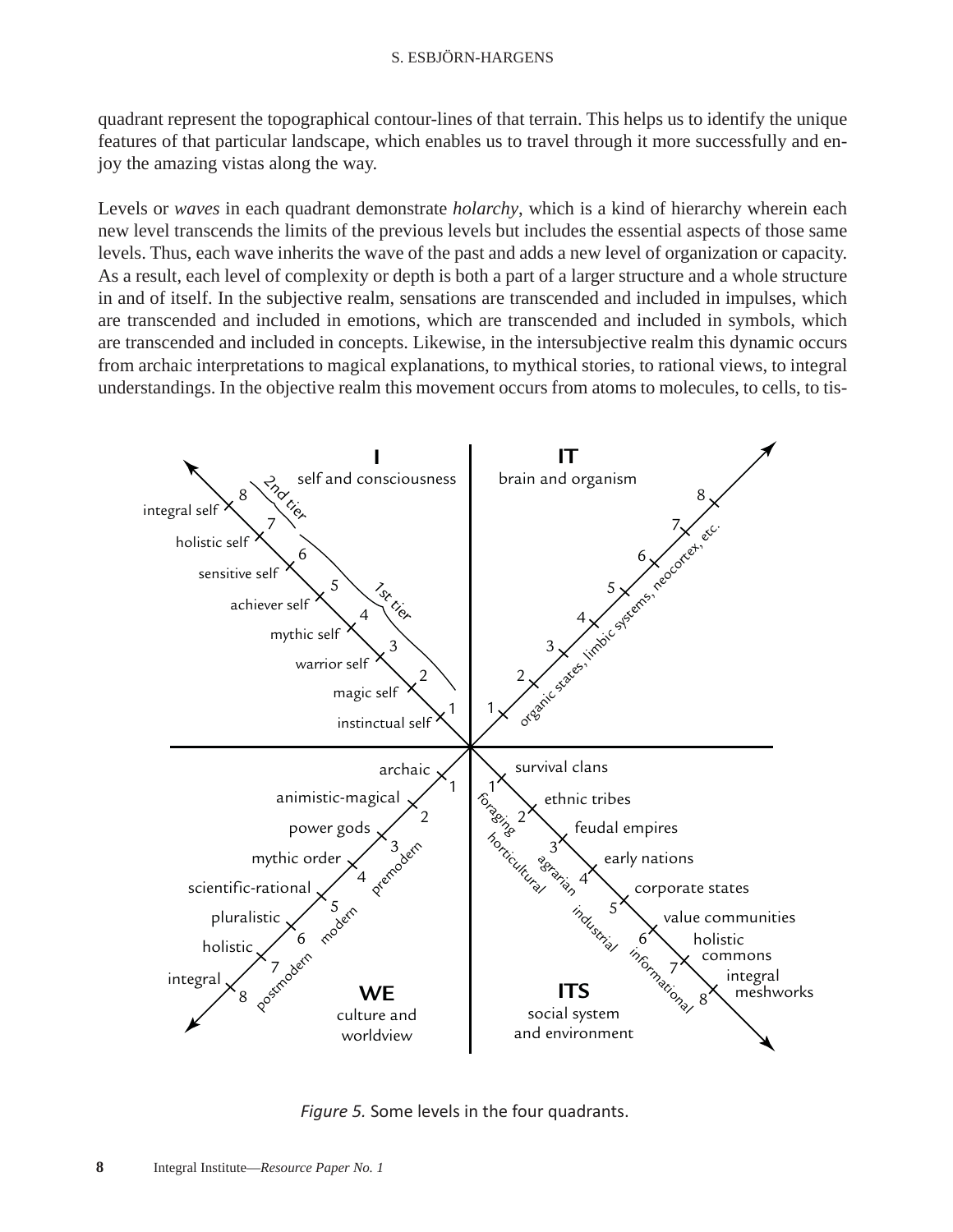quadrant represent the topographical contour-lines of that terrain. This helps us to identify the unique features of that particular landscape, which enables us to travel through it more successfully and enjoy the amazing vistas along the way.

Levels or *waves* in each quadrant demonstrate *holarchy*, which is a kind of hierarchy wherein each new level transcends the limits of the previous levels but includes the essential aspects of those same levels. Thus, each wave inherits the wave of the past and adds a new level of organization or capacity. As a result, each level of complexity or depth is both a part of a larger structure and a whole structure in and of itself. In the subjective realm, sensations are transcended and included in impulses, which are transcended and included in emotions, which are transcended and included in symbols, which are transcended and included in concepts. Likewise, in the intersubjective realm this dynamic occurs from archaic interpretations to magical explanations, to mythical stories, to rational views, to integral understandings. In the objective realm this movement occurs from atoms to molecules, to cells, to tis-

*Figure 5.* Some levels in the four quadrants.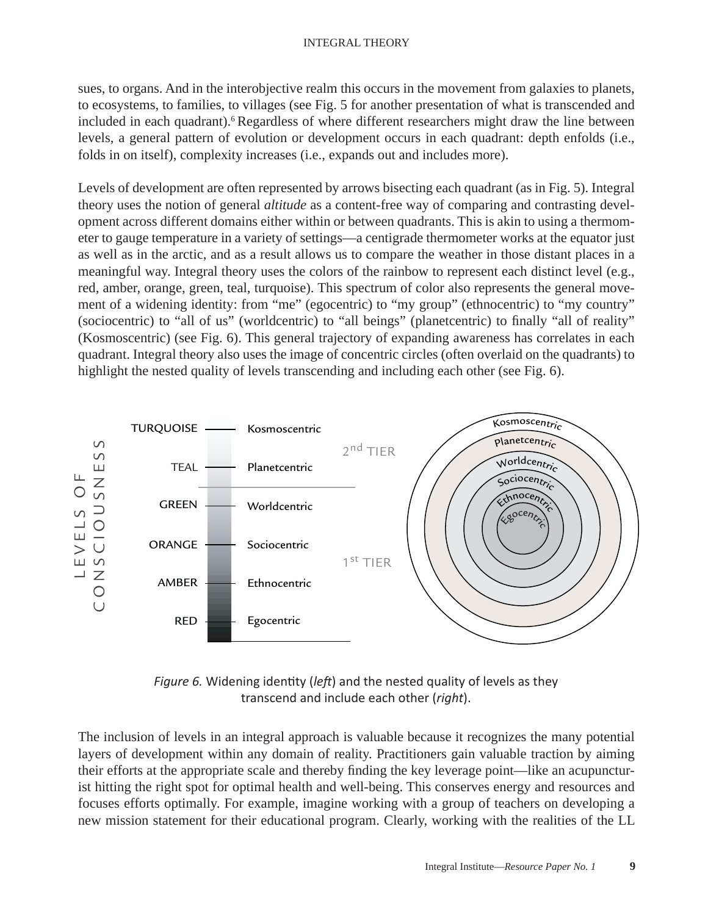sues, to organs. And in the interobjective realm this occurs in the movement from galaxies to planets, to ecosystems, to families, to villages (see Fig. 5 for another presentation of what is transcended and included in each quadrant).[6] Regardless of where different researchers might draw the line between levels, a general pattern of evolution or development occurs in each quadrant: depth enfolds (i.e., folds in on itself), complexity increases (i.e., expands out and includes more).

Levels of development are often represented by arrows bisecting each quadrant (as in Fig. 5). Integral theory uses the notion of general *altitude* as a content-free way of comparing and contrasting development across different domains either within or between quadrants. This is akin to using a thermometer to gauge temperature in a variety of settings—a centigrade thermometer works at the equator just as well as in the arctic, and as a result allows us to compare the weather in those distant places in a meaningful way. Integral theory uses the colors of the rainbow to represent each distinct level (e.g., red, amber, orange, green, teal, turquoise). This spectrum of color also represents the general movement of a widening identity: from "me" (egocentric) to "my group" (ethnocentric) to "my country" (sociocentric) to "all of us" (worldcentric) to "all beings" (planetcentric) to finally "all of reality" (Kosmoscentric) (see Fig. 6). This general trajectory of expanding awareness has correlates in each quadrant. Integral theory also uses the image of concentric circles (often overlaid on the quadrants) to highlight the nested quality of levels transcending and including each other (see Fig. 6).

*Figure 6.* Widening identity (*left*) and the nested quality of levels as they transcend and include each other (*right*).

The inclusion of levels in an integral approach is valuable because it recognizes the many potential layers of development within any domain of reality. Practitioners gain valuable traction by aiming their efforts at the appropriate scale and thereby finding the key leverage point—like an acupuncturist hitting the right spot for optimal health and well-being. This conserves energy and resources and focuses efforts optimally. For example, imagine working with a group of teachers on developing a new mission statement for their educational program. Clearly, working with the realities of the LL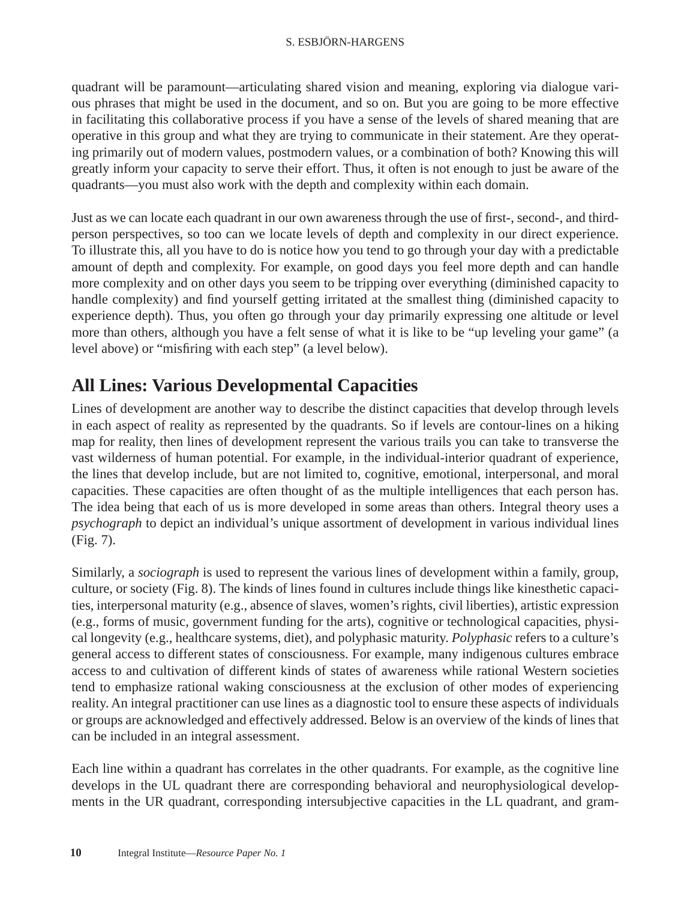quadrant will be paramount—articulating shared vision and meaning, exploring via dialogue various phrases that might be used in the document, and so on. But you are going to be more effective in facilitating this collaborative process if you have a sense of the levels of shared meaning that are operative in this group and what they are trying to communicate in their statement. Are they operating primarily out of modern values, postmodern values, or a combination of both? Knowing this will greatly inform your capacity to serve their effort. Thus, it often is not enough to just be aware of the quadrants—you must also work with the depth and complexity within each domain.

Just as we can locate each quadrant in our own awareness through the use of first-, second-, and third-person perspectives, so too can we locate levels of depth and complexity in our direct experience. To illustrate this, all you have to do is notice how you tend to go through your day with a predictable amount of depth and complexity. For example, on good days you feel more depth and can handle more complexity and on other days you seem to be tripping over everything (diminished capacity to handle complexity) and find yourself getting irritated at the smallest thing (diminished capacity to experience depth). Thus, you often go through your day primarily expressing one altitude or level more than others, although you have a felt sense of what it is like to be "up leveling your game" (a level above) or "misfiring with each step" (a level below).

## All Lines: Various Developmental Capacities

Lines of development are another way to describe the distinct capacities that develop through levels in each aspect of reality as represented by the quadrants. So if levels are contour-lines on a hiking map for reality, then lines of development represent the various trails you can take to transverse the vast wilderness of human potential. For example, in the individual-interior quadrant of experience, the lines that develop include, but are not limited to, cognitive, emotional, interpersonal, and moral capacities. These capacities are often thought of as the multiple intelligences that each person has. The idea being that each of us is more developed in some areas than others. Integral theory uses a *psychograph* to depict an individual's unique assortment of development in various individual lines (Fig. 7).

Similarly, a *sociograph* is used to represent the various lines of development within a family, group, culture, or society (Fig. 8). The kinds of lines found in cultures include things like kinesthetic capacities, interpersonal maturity (e.g., absence of slaves, women's rights, civil liberties), artistic expression (e.g., forms of music, government funding for the arts), cognitive or technological capacities, physical longevity (e.g., healthcare systems, diet), and polyphasic maturity. *Polyphasic* refers to a culture's general access to different states of consciousness. For example, many indigenous cultures embrace access to and cultivation of different kinds of states of awareness while rational Western societies tend to emphasize rational waking consciousness at the exclusion of other modes of experiencing reality. An integral practitioner can use lines as a diagnostic tool to ensure these aspects of individuals or groups are acknowledged and effectively addressed. Below is an overview of the kinds of lines that can be included in an integral assessment.

Each line within a quadrant has correlates in the other quadrants. For example, as the cognitive line develops in the UL quadrant there are corresponding behavioral and neurophysiological developments in the UR quadrant, corresponding intersubjective capacities in the LL quadrant, and gram-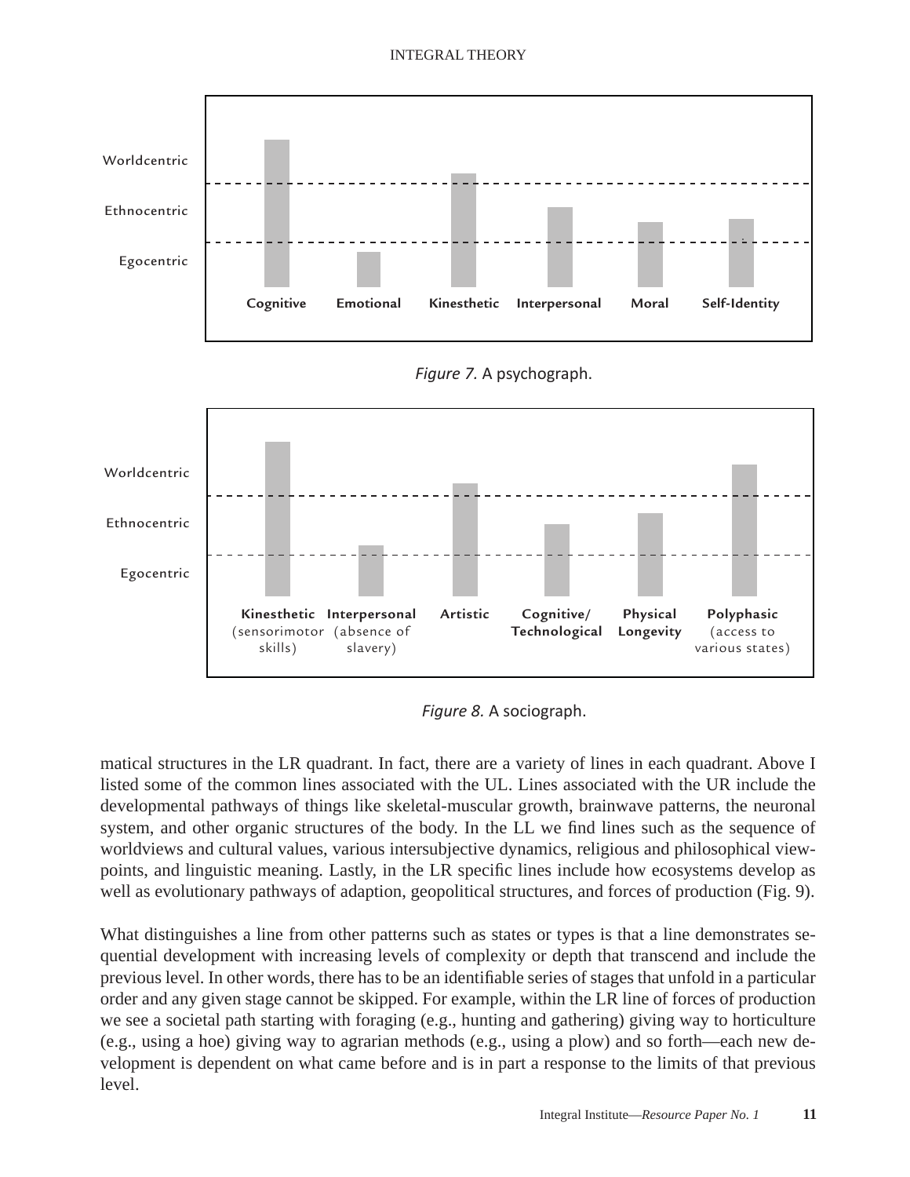*Figure 7.* A psychograph.

*Figure 8.* A sociograph.

matical structures in the LR quadrant. In fact, there are a variety of lines in each quadrant. Above I listed some of the common lines associated with the UL. Lines associated with the UR include the developmental pathways of things like skeletal-muscular growth, brainwave patterns, the neuronal system, and other organic structures of the body. In the LL we find lines such as the sequence of worldviews and cultural values, various intersubjective dynamics, religious and philosophical viewpoints, and linguistic meaning. Lastly, in the LR specific lines include how ecosystems develop as well as evolutionary pathways of adaption, geopolitical structures, and forces of production (Fig. 9).

What distinguishes a line from other patterns such as states or types is that a line demonstrates sequential development with increasing levels of complexity or depth that transcend and include the previous level. In other words, there has to be an identifiable series of stages that unfold in a particular order and any given stage cannot be skipped. For example, within the LR line of forces of production we see a societal path starting with foraging (e.g., hunting and gathering) giving way to horticulture (e.g., using a hoe) giving way to agrarian methods (e.g., using a plow) and so forth—each new development is dependent on what came before and is in part a response to the limits of that previous level.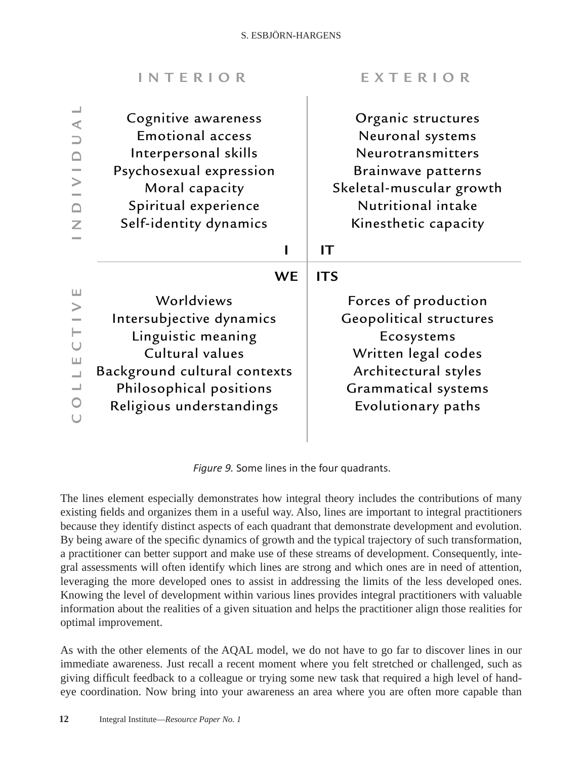| | INTERIOR | EXTERIOR |
|---|---|---|
| INDIVIDUAL | Cognitive awareness<br>Emotional access<br>Interpersonal skills<br>Psychosexual expression<br>Moral capacity<br>Spiritual experience<br>Self-identity dynamics<br><br>**I** | Organic structures<br>Neuronal systems<br>Neurotransmitters<br>Brainwave patterns<br>Skeletal-muscular growth<br>Nutritional intake<br>Kinesthetic capacity<br><br>**IT** |
| COLLECTIVE | **WE**<br><br>Worldviews<br>Intersubjective dynamics<br>Linguistic meaning<br>Cultural values<br>Background cultural contexts<br>Philosophical positions<br>Religious understandings | **ITS**<br><br>Forces of production<br>Geopolitical structures<br>Ecosystems<br>Written legal codes<br>Architectural styles<br>Grammatical systems<br>Evolutionary paths |

*Figure 9.* Some lines in the four quadrants.

The lines element especially demonstrates how integral theory includes the contributions of many existing fields and organizes them in a useful way. Also, lines are important to integral practitioners because they identify distinct aspects of each quadrant that demonstrate development and evolution. By being aware of the specific dynamics of growth and the typical trajectory of such transformation, a practitioner can better support and make use of these streams of development. Consequently, integral assessments will often identify which lines are strong and which ones are in need of attention, leveraging the more developed ones to assist in addressing the limits of the less developed ones. Knowing the level of development within various lines provides integral practitioners with valuable information about the realities of a given situation and helps the practitioner align those realities for optimal improvement.

As with the other elements of the AQAL model, we do not have to go far to discover lines in our immediate awareness. Just recall a recent moment where you felt stretched or challenged, such as giving difficult feedback to a colleague or trying some new task that required a high level of hand-eye coordination. Now bring into your awareness an area where you are often more capable than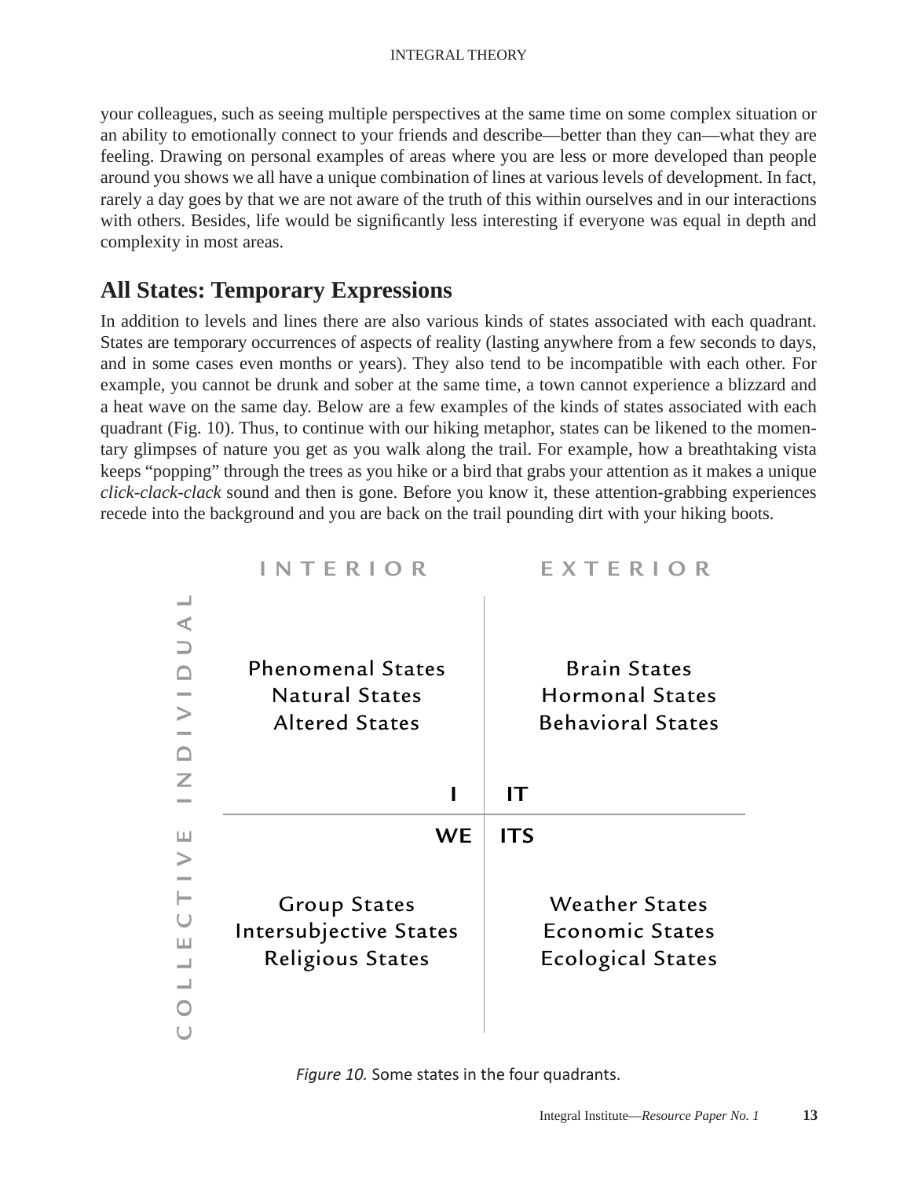your colleagues, such as seeing multiple perspectives at the same time on some complex situation or an ability to emotionally connect to your friends and describe—better than they can—what they are feeling. Drawing on personal examples of areas where you are less or more developed than people around you shows we all have a unique combination of lines at various levels of development. In fact, rarely a day goes by that we are not aware of the truth of this within ourselves and in our interactions with others. Besides, life would be significantly less interesting if everyone was equal in depth and complexity in most areas.

## All States: Temporary Expressions

In addition to levels and lines there are also various kinds of states associated with each quadrant. States are temporary occurrences of aspects of reality (lasting anywhere from a few seconds to days, and in some cases even months or years). They also tend to be incompatible with each other. For example, you cannot be drunk and sober at the same time, a town cannot experience a blizzard and a heat wave on the same day. Below are a few examples of the kinds of states associated with each quadrant (Fig. 10). Thus, to continue with our hiking metaphor, states can be likened to the momentary glimpses of nature you get as you walk along the trail. For example, how a breathtaking vista keeps "popping" through the trees as you hike or a bird that grabs your attention as it makes a unique *click-clack-clack* sound and then is gone. Before you know it, these attention-grabbing experiences recede into the background and you are back on the trail pounding dirt with your hiking boots.

| | INTERIOR | EXTERIOR |
|---|---|---|
| INDIVIDUAL | Phenomenal States<br>Natural States<br>Altered States<br>**I** | Brain States<br>Hormonal States<br>Behavioral States<br>**IT** |
| COLLECTIVE | **WE**<br>Group States<br>Intersubjective States<br>Religious States | **ITS**<br>Weather States<br>Economic States<br>Ecological States |

*Figure 10.* Some states in the four quadrants.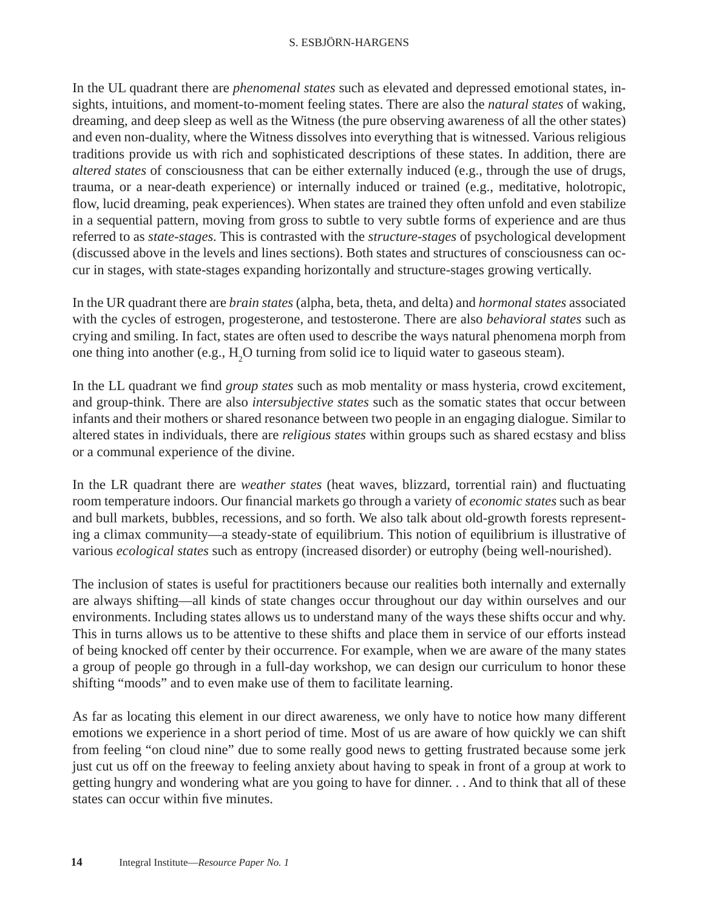In the UL quadrant there are *phenomenal states* such as elevated and depressed emotional states, insights, intuitions, and moment-to-moment feeling states. There are also the *natural states* of waking, dreaming, and deep sleep as well as the Witness (the pure observing awareness of all the other states) and even non-duality, where the Witness dissolves into everything that is witnessed. Various religious traditions provide us with rich and sophisticated descriptions of these states. In addition, there are *altered states* of consciousness that can be either externally induced (e.g., through the use of drugs, trauma, or a near-death experience) or internally induced or trained (e.g., meditative, holotropic, flow, lucid dreaming, peak experiences). When states are trained they often unfold and even stabilize in a sequential pattern, moving from gross to subtle to very subtle forms of experience and are thus referred to as *state-stages*. This is contrasted with the *structure-stages* of psychological development (discussed above in the levels and lines sections). Both states and structures of consciousness can occur in stages, with state-stages expanding horizontally and structure-stages growing vertically.

In the UR quadrant there are *brain states* (alpha, beta, theta, and delta) and *hormonal states* associated with the cycles of estrogen, progesterone, and testosterone. There are also *behavioral states* such as crying and smiling. In fact, states are often used to describe the ways natural phenomena morph from one thing into another (e.g., $H_2O$ turning from solid ice to liquid water to gaseous steam).

In the LL quadrant we find *group states* such as mob mentality or mass hysteria, crowd excitement, and group-think. There are also *intersubjective states* such as the somatic states that occur between infants and their mothers or shared resonance between two people in an engaging dialogue. Similar to altered states in individuals, there are *religious states* within groups such as shared ecstasy and bliss or a communal experience of the divine.

In the LR quadrant there are *weather states* (heat waves, blizzard, torrential rain) and fluctuating room temperature indoors. Our financial markets go through a variety of *economic states* such as bear and bull markets, bubbles, recessions, and so forth. We also talk about old-growth forests representing a climax community—a steady-state of equilibrium. This notion of equilibrium is illustrative of various *ecological states* such as entropy (increased disorder) or eutrophy (being well-nourished).

The inclusion of states is useful for practitioners because our realities both internally and externally are always shifting—all kinds of state changes occur throughout our day within ourselves and our environments. Including states allows us to understand many of the ways these shifts occur and why. This in turns allows us to be attentive to these shifts and place them in service of our efforts instead of being knocked off center by their occurrence. For example, when we are aware of the many states a group of people go through in a full-day workshop, we can design our curriculum to honor these shifting "moods" and to even make use of them to facilitate learning.

As far as locating this element in our direct awareness, we only have to notice how many different emotions we experience in a short period of time. Most of us are aware of how quickly we can shift from feeling "on cloud nine" due to some really good news to getting frustrated because some jerk just cut us off on the freeway to feeling anxiety about having to speak in front of a group at work to getting hungry and wondering what are you going to have for dinner. . . And to think that all of these states can occur within five minutes.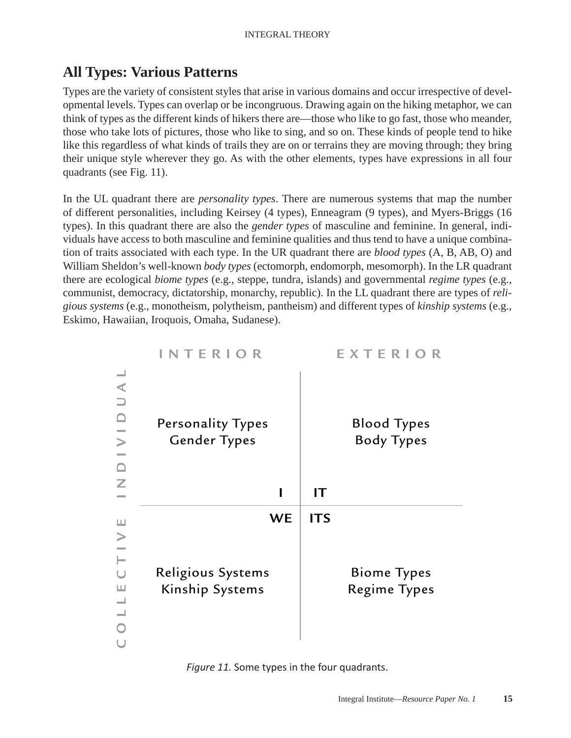## All Types: Various Patterns

Types are the variety of consistent styles that arise in various domains and occur irrespective of developmental levels. Types can overlap or be incongruous. Drawing again on the hiking metaphor, we can think of types as the different kinds of hikers there are—those who like to go fast, those who meander, those who take lots of pictures, those who like to sing, and so on. These kinds of people tend to hike like this regardless of what kinds of trails they are on or terrains they are moving through; they bring their unique style wherever they go. As with the other elements, types have expressions in all four quadrants (see Fig. 11).

In the UL quadrant there are *personality types*. There are numerous systems that map the number of different personalities, including Keirsey (4 types), Enneagram (9 types), and Myers-Briggs (16 types). In this quadrant there are also the *gender types* of masculine and feminine. In general, individuals have access to both masculine and feminine qualities and thus tend to have a unique combination of traits associated with each type. In the UR quadrant there are *blood types* (A, B, AB, O) and William Sheldon's well-known *body types* (ectomorph, endomorph, mesomorph). In the LR quadrant there are ecological *biome types* (e.g., steppe, tundra, islands) and governmental *regime types* (e.g., communist, democracy, dictatorship, monarchy, republic). In the LL quadrant there are types of *religious systems* (e.g., monotheism, polytheism, pantheism) and different types of *kinship systems* (e.g., Eskimo, Hawaiian, Iroquois, Omaha, Sudanese).

| | INTERIOR | EXTERIOR |
|---|---|---|
| INDIVIDUAL | Personality Types<br>Gender Types<br>I | Blood Types<br>Body Types<br>IT |
| COLLECTIVE | WE<br>Religious Systems<br>Kinship Systems | ITS<br>Biome Types<br>Regime Types |

*Figure 11.* Some types in the four quadrants.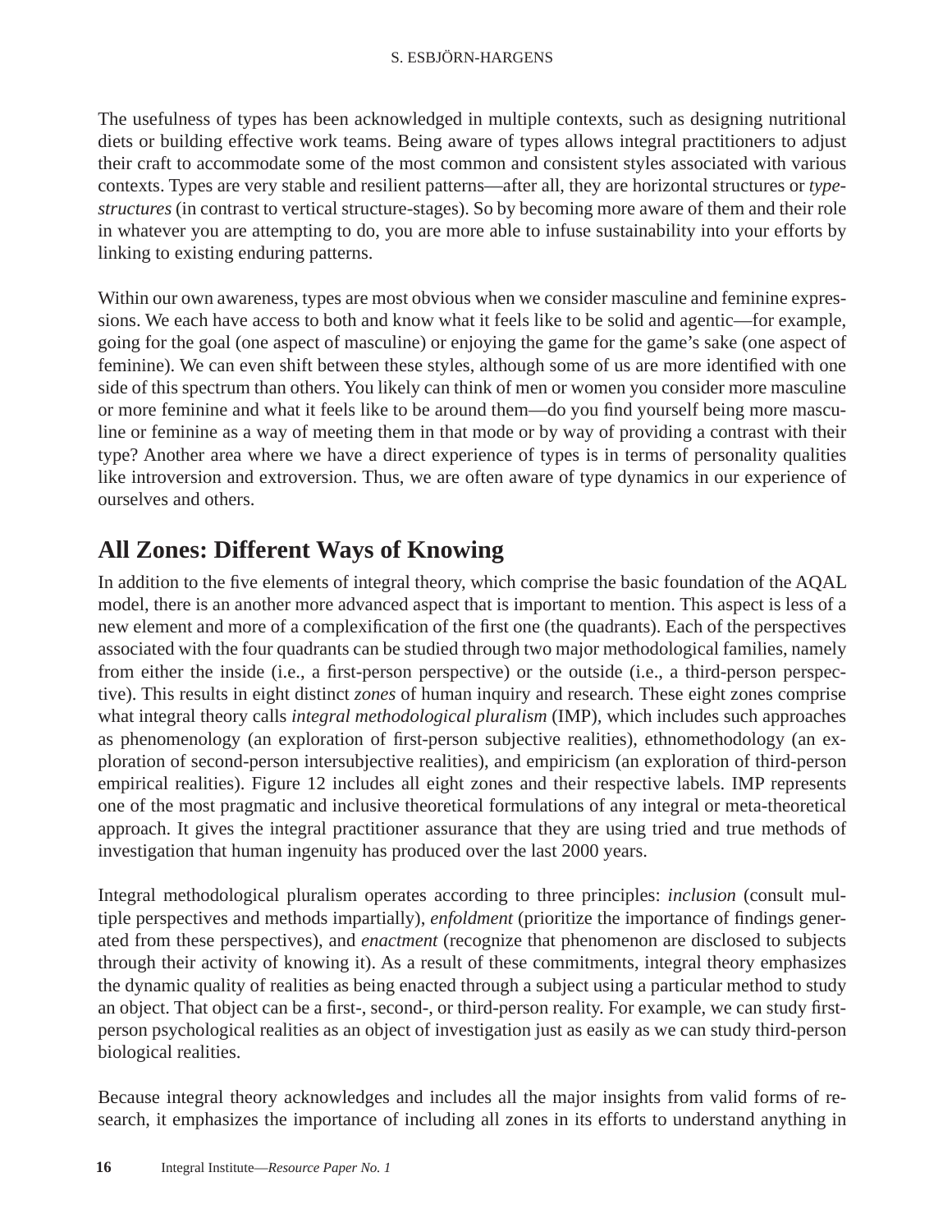The usefulness of types has been acknowledged in multiple contexts, such as designing nutritional diets or building effective work teams. Being aware of types allows integral practitioners to adjust their craft to accommodate some of the most common and consistent styles associated with various contexts. Types are very stable and resilient patterns—after all, they are horizontal structures or *type-structures* (in contrast to vertical structure-stages). So by becoming more aware of them and their role in whatever you are attempting to do, you are more able to infuse sustainability into your efforts by linking to existing enduring patterns.

Within our own awareness, types are most obvious when we consider masculine and feminine expressions. We each have access to both and know what it feels like to be solid and agentic—for example, going for the goal (one aspect of masculine) or enjoying the game for the game's sake (one aspect of feminine). We can even shift between these styles, although some of us are more identified with one side of this spectrum than others. You likely can think of men or women you consider more masculine or more feminine and what it feels like to be around them—do you find yourself being more masculine or feminine as a way of meeting them in that mode or by way of providing a contrast with their type? Another area where we have a direct experience of types is in terms of personality qualities like introversion and extroversion. Thus, we are often aware of type dynamics in our experience of ourselves and others.

## All Zones: Different Ways of Knowing

In addition to the five elements of integral theory, which comprise the basic foundation of the AQAL model, there is an another more advanced aspect that is important to mention. This aspect is less of a new element and more of a complexification of the first one (the quadrants). Each of the perspectives associated with the four quadrants can be studied through two major methodological families, namely from either the inside (i.e., a first-person perspective) or the outside (i.e., a third-person perspective). This results in eight distinct *zones* of human inquiry and research. These eight zones comprise what integral theory calls *integral methodological pluralism* (IMP), which includes such approaches as phenomenology (an exploration of first-person subjective realities), ethnomethodology (an exploration of second-person intersubjective realities), and empiricism (an exploration of third-person empirical realities). Figure 12 includes all eight zones and their respective labels. IMP represents one of the most pragmatic and inclusive theoretical formulations of any integral or meta-theoretical approach. It gives the integral practitioner assurance that they are using tried and true methods of investigation that human ingenuity has produced over the last 2000 years.

Integral methodological pluralism operates according to three principles: *inclusion* (consult multiple perspectives and methods impartially), *enfoldment* (prioritize the importance of findings generated from these perspectives), and *enactment* (recognize that phenomenon are disclosed to subjects through their activity of knowing it). As a result of these commitments, integral theory emphasizes the dynamic quality of realities as being enacted through a subject using a particular method to study an object. That object can be a first-, second-, or third-person reality. For example, we can study first-person psychological realities as an object of investigation just as easily as we can study third-person biological realities.

Because integral theory acknowledges and includes all the major insights from valid forms of research, it emphasizes the importance of including all zones in its efforts to understand anything in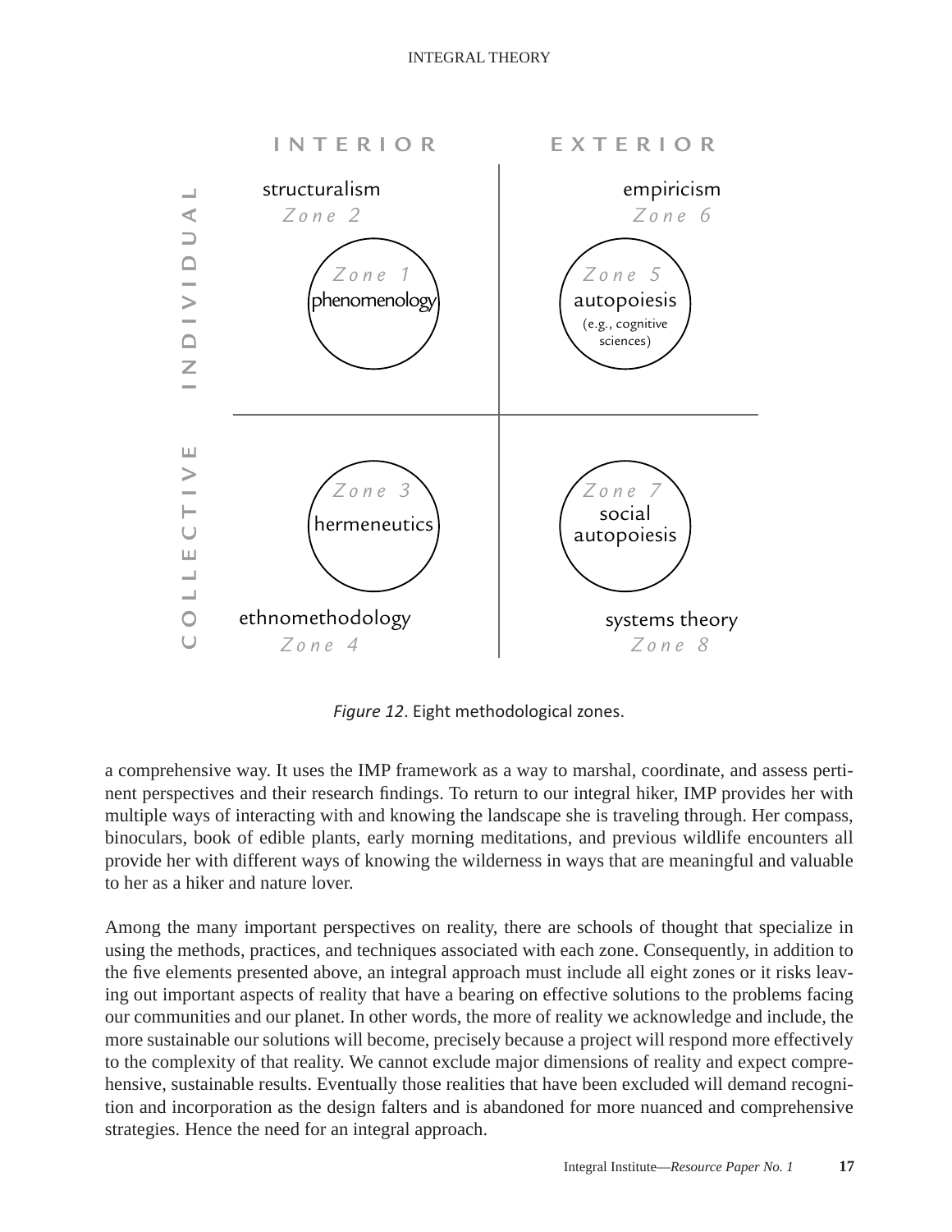| | INTERIOR | EXTERIOR |
|---|---|---|
| INDIVIDUAL | structuralism *Zone 2*; *Zone 1* phenomenology | empiricism *Zone 6*; *Zone 5* autopoiesis (e.g., cognitive sciences) |
| COLLECTIVE | *Zone 3* hermeneutics; ethnomethodology *Zone 4* | *Zone 7* social autopoiesis; systems theory *Zone 8* |

*Figure 12*. Eight methodological zones.

a comprehensive way. It uses the IMP framework as a way to marshal, coordinate, and assess pertinent perspectives and their research findings. To return to our integral hiker, IMP provides her with multiple ways of interacting with and knowing the landscape she is traveling through. Her compass, binoculars, book of edible plants, early morning meditations, and previous wildlife encounters all provide her with different ways of knowing the wilderness in ways that are meaningful and valuable to her as a hiker and nature lover.

Among the many important perspectives on reality, there are schools of thought that specialize in using the methods, practices, and techniques associated with each zone. Consequently, in addition to the five elements presented above, an integral approach must include all eight zones or it risks leaving out important aspects of reality that have a bearing on effective solutions to the problems facing our communities and our planet. In other words, the more of reality we acknowledge and include, the more sustainable our solutions will become, precisely because a project will respond more effectively to the complexity of that reality. We cannot exclude major dimensions of reality and expect comprehensive, sustainable results. Eventually those realities that have been excluded will demand recognition and incorporation as the design falters and is abandoned for more nuanced and comprehensive strategies. Hence the need for an integral approach.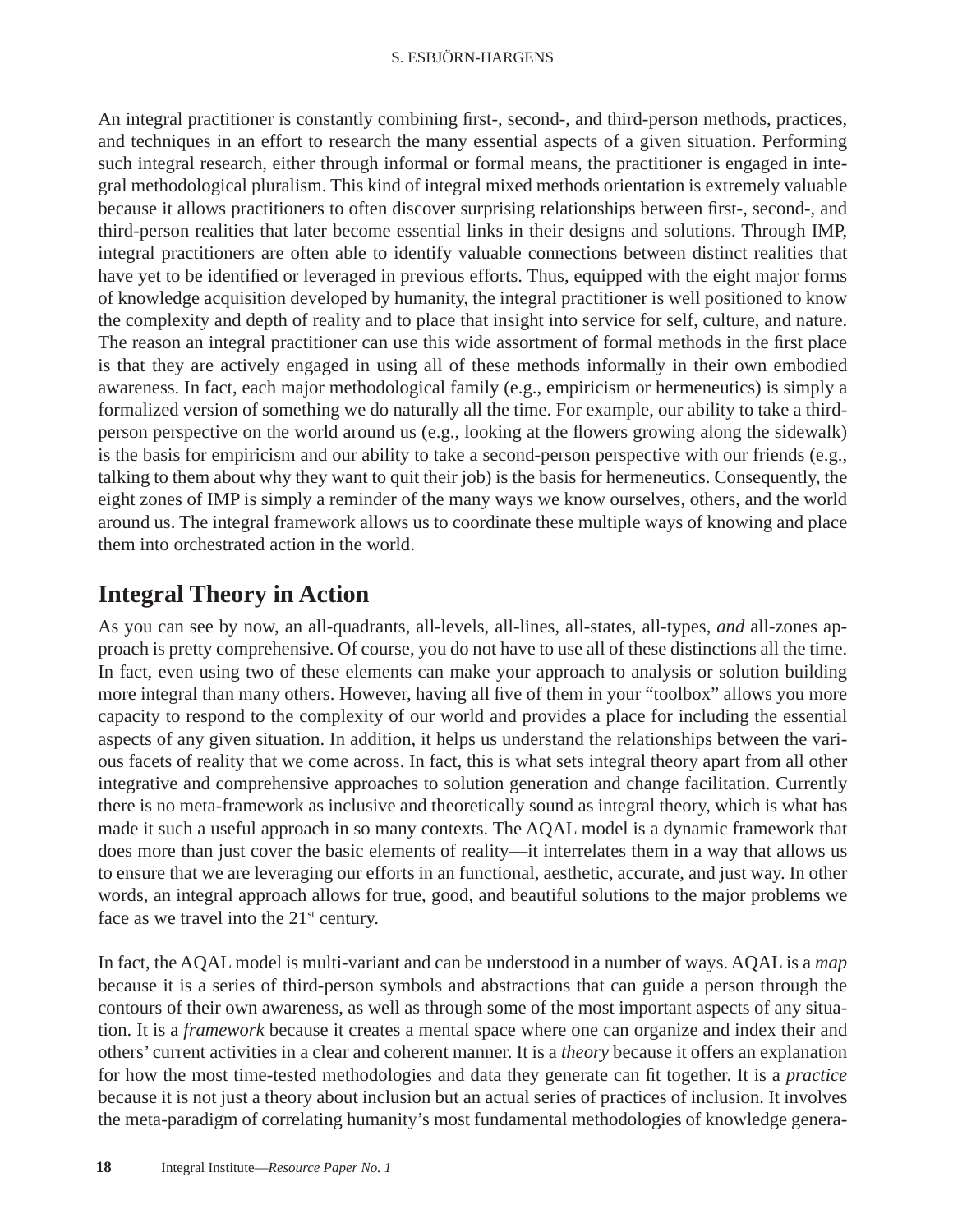An integral practitioner is constantly combining first-, second-, and third-person methods, practices, and techniques in an effort to research the many essential aspects of a given situation. Performing such integral research, either through informal or formal means, the practitioner is engaged in integral methodological pluralism. This kind of integral mixed methods orientation is extremely valuable because it allows practitioners to often discover surprising relationships between first-, second-, and third-person realities that later become essential links in their designs and solutions. Through IMP, integral practitioners are often able to identify valuable connections between distinct realities that have yet to be identified or leveraged in previous efforts. Thus, equipped with the eight major forms of knowledge acquisition developed by humanity, the integral practitioner is well positioned to know the complexity and depth of reality and to place that insight into service for self, culture, and nature. The reason an integral practitioner can use this wide assortment of formal methods in the first place is that they are actively engaged in using all of these methods informally in their own embodied awareness. In fact, each major methodological family (e.g., empiricism or hermeneutics) is simply a formalized version of something we do naturally all the time. For example, our ability to take a third-person perspective on the world around us (e.g., looking at the flowers growing along the sidewalk) is the basis for empiricism and our ability to take a second-person perspective with our friends (e.g., talking to them about why they want to quit their job) is the basis for hermeneutics. Consequently, the eight zones of IMP is simply a reminder of the many ways we know ourselves, others, and the world around us. The integral framework allows us to coordinate these multiple ways of knowing and place them into orchestrated action in the world.

## Integral Theory in Action

As you can see by now, an all-quadrants, all-levels, all-lines, all-states, all-types, *and* all-zones approach is pretty comprehensive. Of course, you do not have to use all of these distinctions all the time. In fact, even using two of these elements can make your approach to analysis or solution building more integral than many others. However, having all five of them in your "toolbox" allows you more capacity to respond to the complexity of our world and provides a place for including the essential aspects of any given situation. In addition, it helps us understand the relationships between the various facets of reality that we come across. In fact, this is what sets integral theory apart from all other integrative and comprehensive approaches to solution generation and change facilitation. Currently there is no meta-framework as inclusive and theoretically sound as integral theory, which is what has made it such a useful approach in so many contexts. The AQAL model is a dynamic framework that does more than just cover the basic elements of reality—it interrelates them in a way that allows us to ensure that we are leveraging our efforts in an functional, aesthetic, accurate, and just way. In other words, an integral approach allows for true, good, and beautiful solutions to the major problems we face as we travel into the 21st century.

In fact, the AQAL model is multi-variant and can be understood in a number of ways. AQAL is a *map* because it is a series of third-person symbols and abstractions that can guide a person through the contours of their own awareness, as well as through some of the most important aspects of any situation. It is a *framework* because it creates a mental space where one can organize and index their and others' current activities in a clear and coherent manner. It is a *theory* because it offers an explanation for how the most time-tested methodologies and data they generate can fit together. It is a *practice* because it is not just a theory about inclusion but an actual series of practices of inclusion. It involves the meta-paradigm of correlating humanity's most fundamental methodologies of knowledge genera-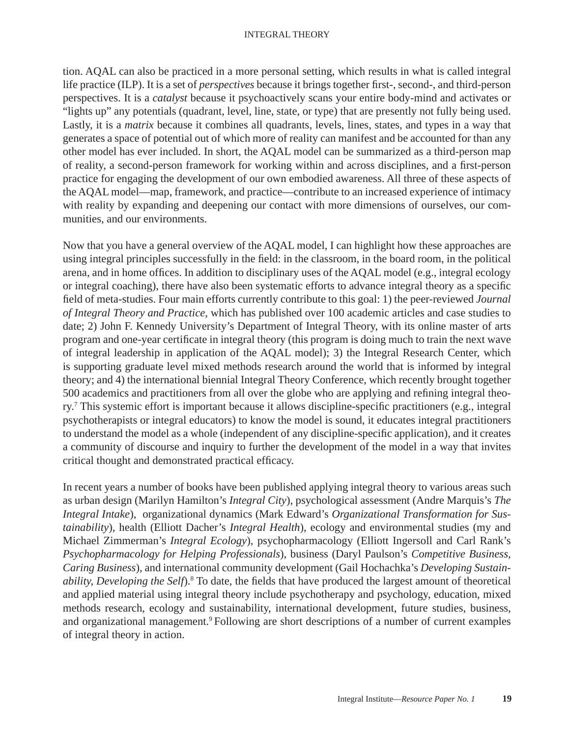tion. AQAL can also be practiced in a more personal setting, which results in what is called integral life practice (ILP). It is a set of *perspectives* because it brings together first-, second-, and third-person perspectives. It is a *catalyst* because it psychoactively scans your entire body-mind and activates or "lights up" any potentials (quadrant, level, line, state, or type) that are presently not fully being used. Lastly, it is a *matrix* because it combines all quadrants, levels, lines, states, and types in a way that generates a space of potential out of which more of reality can manifest and be accounted for than any other model has ever included. In short, the AQAL model can be summarized as a third-person map of reality, a second-person framework for working within and across disciplines, and a first-person practice for engaging the development of our own embodied awareness. All three of these aspects of the AQAL model—map, framework, and practice—contribute to an increased experience of intimacy with reality by expanding and deepening our contact with more dimensions of ourselves, our communities, and our environments.

Now that you have a general overview of the AQAL model, I can highlight how these approaches are using integral principles successfully in the field: in the classroom, in the board room, in the political arena, and in home offices. In addition to disciplinary uses of the AQAL model (e.g., integral ecology or integral coaching), there have also been systematic efforts to advance integral theory as a specific field of meta-studies. Four main efforts currently contribute to this goal: 1) the peer-reviewed *Journal of Integral Theory and Practice*, which has published over 100 academic articles and case studies to date; 2) John F. Kennedy University's Department of Integral Theory, with its online master of arts program and one-year certificate in integral theory (this program is doing much to train the next wave of integral leadership in application of the AQAL model); 3) the Integral Research Center, which is supporting graduate level mixed methods research around the world that is informed by integral theory; and 4) the international biennial Integral Theory Conference, which recently brought together 500 academics and practitioners from all over the globe who are applying and refining integral theory.[7] This systemic effort is important because it allows discipline-specific practitioners (e.g., integral psychotherapists or integral educators) to know the model is sound, it educates integral practitioners to understand the model as a whole (independent of any discipline-specific application), and it creates a community of discourse and inquiry to further the development of the model in a way that invites critical thought and demonstrated practical efficacy.

In recent years a number of books have been published applying integral theory to various areas such as urban design (Marilyn Hamilton's *Integral City*), psychological assessment (Andre Marquis's *The Integral Intake*), organizational dynamics (Mark Edward's *Organizational Transformation for Sustainability*), health (Elliott Dacher's *Integral Health*), ecology and environmental studies (my and Michael Zimmerman's *Integral Ecology*), psychopharmacology (Elliott Ingersoll and Carl Rank's *Psychopharmacology for Helping Professionals*), business (Daryl Paulson's *Competitive Business, Caring Business*), and international community development (Gail Hochachka's *Developing Sustainability, Developing the Self*).[8] To date, the fields that have produced the largest amount of theoretical and applied material using integral theory include psychotherapy and psychology, education, mixed methods research, ecology and sustainability, international development, future studies, business, and organizational management.[9] Following are short descriptions of a number of current examples of integral theory in action.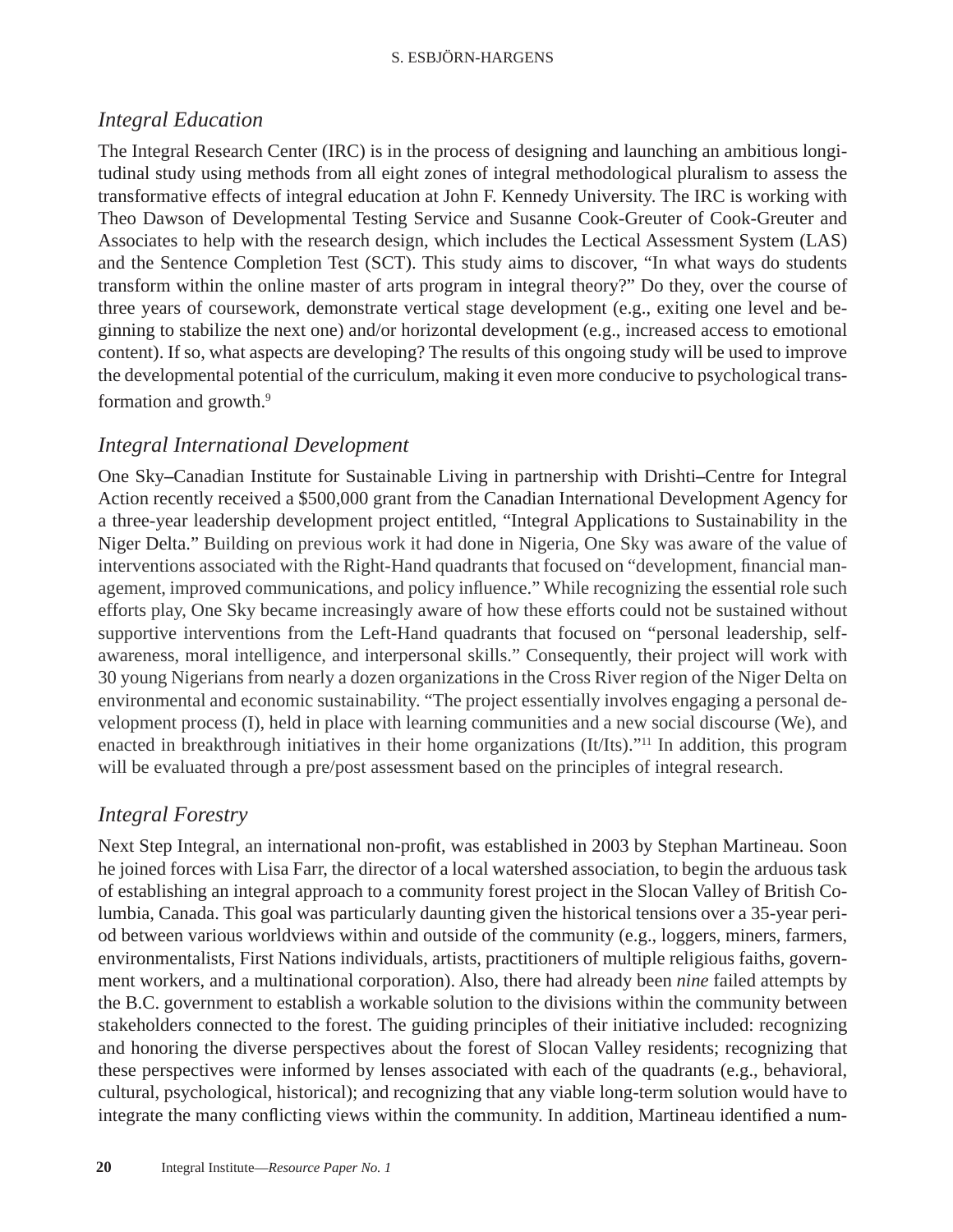## *Integral Education*

The Integral Research Center (IRC) is in the process of designing and launching an ambitious longitudinal study using methods from all eight zones of integral methodological pluralism to assess the transformative effects of integral education at John F. Kennedy University. The IRC is working with Theo Dawson of Developmental Testing Service and Susanne Cook-Greuter of Cook-Greuter and Associates to help with the research design, which includes the Lectical Assessment System (LAS) and the Sentence Completion Test (SCT). This study aims to discover, "In what ways do students transform within the online master of arts program in integral theory?" Do they, over the course of three years of coursework, demonstrate vertical stage development (e.g., exiting one level and beginning to stabilize the next one) and/or horizontal development (e.g., increased access to emotional content). If so, what aspects are developing? The results of this ongoing study will be used to improve the developmental potential of the curriculum, making it even more conducive to psychological transformation and growth.[9]

## *Integral International Development*

One Sky–Canadian Institute for Sustainable Living in partnership with Drishti–Centre for Integral Action recently received a $500,000 grant from the Canadian International Development Agency for a three-year leadership development project entitled, "Integral Applications to Sustainability in the Niger Delta." Building on previous work it had done in Nigeria, One Sky was aware of the value of interventions associated with the Right-Hand quadrants that focused on "development, financial management, improved communications, and policy influence." While recognizing the essential role such efforts play, One Sky became increasingly aware of how these efforts could not be sustained without supportive interventions from the Left-Hand quadrants that focused on "personal leadership, self-awareness, moral intelligence, and interpersonal skills." Consequently, their project will work with 30 young Nigerians from nearly a dozen organizations in the Cross River region of the Niger Delta on environmental and economic sustainability. "The project essentially involves engaging a personal development process (I), held in place with learning communities and a new social discourse (We), and enacted in breakthrough initiatives in their home organizations (It/Its)."[11] In addition, this program will be evaluated through a pre/post assessment based on the principles of integral research.

## *Integral Forestry*

Next Step Integral, an international non-profit, was established in 2003 by Stephan Martineau. Soon he joined forces with Lisa Farr, the director of a local watershed association, to begin the arduous task of establishing an integral approach to a community forest project in the Slocan Valley of British Columbia, Canada. This goal was particularly daunting given the historical tensions over a 35-year period between various worldviews within and outside of the community (e.g., loggers, miners, farmers, environmentalists, First Nations individuals, artists, practitioners of multiple religious faiths, government workers, and a multinational corporation). Also, there had already been *nine* failed attempts by the B.C. government to establish a workable solution to the divisions within the community between stakeholders connected to the forest. The guiding principles of their initiative included: recognizing and honoring the diverse perspectives about the forest of Slocan Valley residents; recognizing that these perspectives were informed by lenses associated with each of the quadrants (e.g., behavioral, cultural, psychological, historical); and recognizing that any viable long-term solution would have to integrate the many conflicting views within the community. In addition, Martineau identified a num-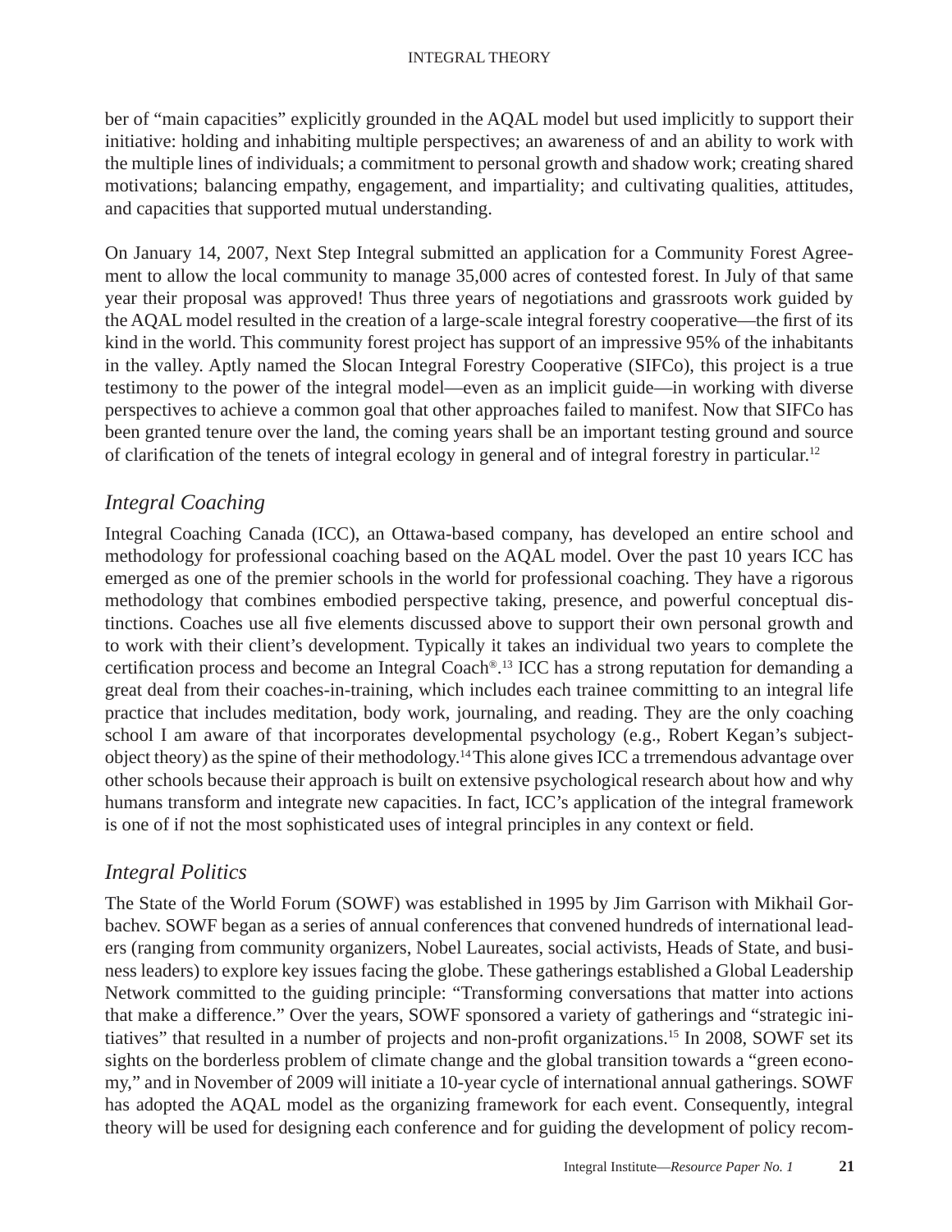ber of "main capacities" explicitly grounded in the AQAL model but used implicitly to support their initiative: holding and inhabiting multiple perspectives; an awareness of and an ability to work with the multiple lines of individuals; a commitment to personal growth and shadow work; creating shared motivations; balancing empathy, engagement, and impartiality; and cultivating qualities, attitudes, and capacities that supported mutual understanding.

On January 14, 2007, Next Step Integral submitted an application for a Community Forest Agreement to allow the local community to manage 35,000 acres of contested forest. In July of that same year their proposal was approved! Thus three years of negotiations and grassroots work guided by the AQAL model resulted in the creation of a large-scale integral forestry cooperative—the first of its kind in the world. This community forest project has support of an impressive 95% of the inhabitants in the valley. Aptly named the Slocan Integral Forestry Cooperative (SIFCo), this project is a true testimony to the power of the integral model—even as an implicit guide—in working with diverse perspectives to achieve a common goal that other approaches failed to manifest. Now that SIFCo has been granted tenure over the land, the coming years shall be an important testing ground and source of clarification of the tenets of integral ecology in general and of integral forestry in particular.[12]

## *Integral Coaching*

Integral Coaching Canada (ICC), an Ottawa-based company, has developed an entire school and methodology for professional coaching based on the AQAL model. Over the past 10 years ICC has emerged as one of the premier schools in the world for professional coaching. They have a rigorous methodology that combines embodied perspective taking, presence, and powerful conceptual distinctions. Coaches use all five elements discussed above to support their own personal growth and to work with their client's development. Typically it takes an individual two years to complete the certification process and become an Integral Coach®.[13] ICC has a strong reputation for demanding a great deal from their coaches-in-training, which includes each trainee committing to an integral life practice that includes meditation, body work, journaling, and reading. They are the only coaching school I am aware of that incorporates developmental psychology (e.g., Robert Kegan's subject-object theory) as the spine of their methodology.[14] This alone gives ICC a trremendous advantage over other schools because their approach is built on extensive psychological research about how and why humans transform and integrate new capacities. In fact, ICC's application of the integral framework is one of if not the most sophisticated uses of integral principles in any context or field.

## *Integral Politics*

The State of the World Forum (SOWF) was established in 1995 by Jim Garrison with Mikhail Gorbachev. SOWF began as a series of annual conferences that convened hundreds of international leaders (ranging from community organizers, Nobel Laureates, social activists, Heads of State, and business leaders) to explore key issues facing the globe. These gatherings established a Global Leadership Network committed to the guiding principle: "Transforming conversations that matter into actions that make a difference." Over the years, SOWF sponsored a variety of gatherings and "strategic initiatives" that resulted in a number of projects and non-profit organizations.[15] In 2008, SOWF set its sights on the borderless problem of climate change and the global transition towards a "green economy," and in November of 2009 will initiate a 10-year cycle of international annual gatherings. SOWF has adopted the AQAL model as the organizing framework for each event. Consequently, integral theory will be used for designing each conference and for guiding the development of policy recom-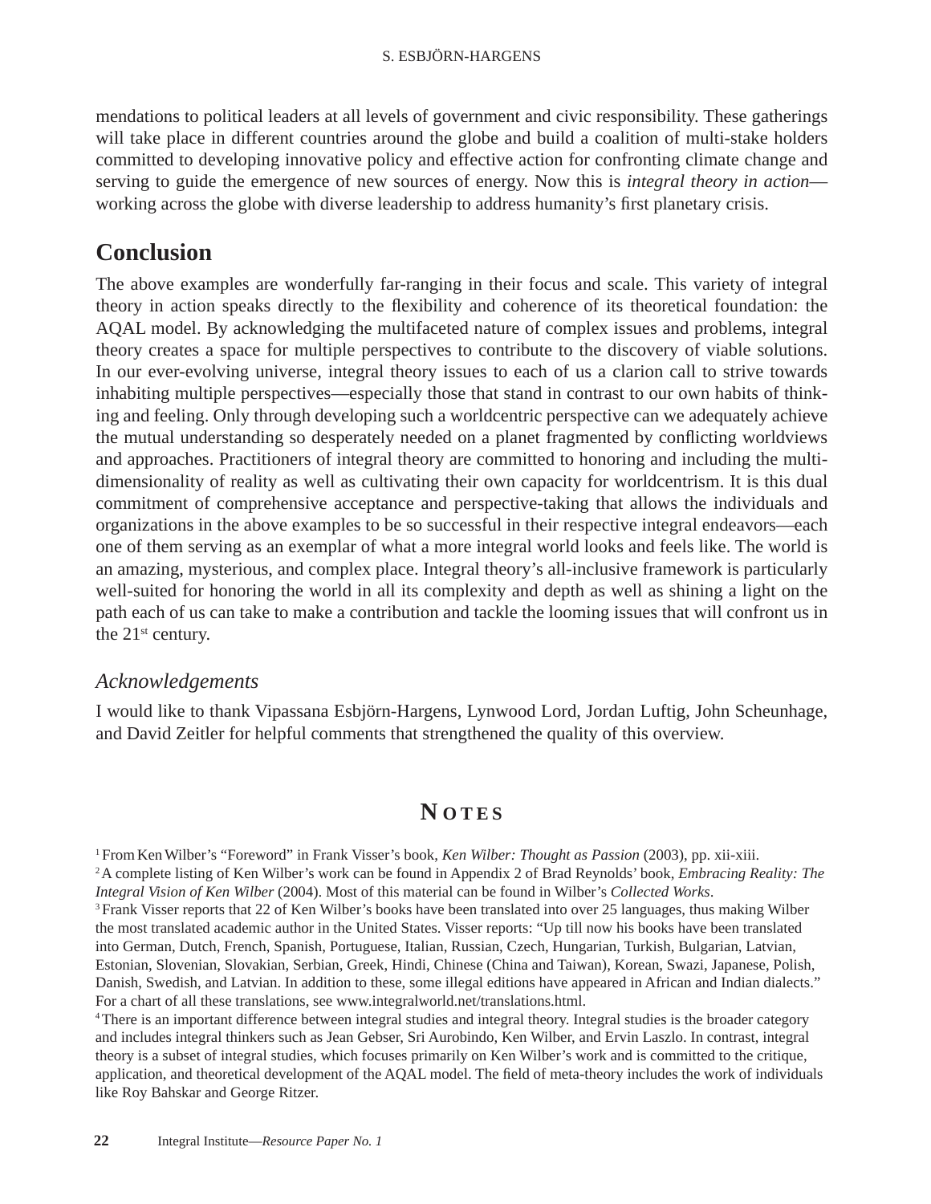mendations to political leaders at all levels of government and civic responsibility. These gatherings will take place in different countries around the globe and build a coalition of multi-stake holders committed to developing innovative policy and effective action for confronting climate change and serving to guide the emergence of new sources of energy. Now this is *integral theory in action*—working across the globe with diverse leadership to address humanity's first planetary crisis.

## Conclusion

The above examples are wonderfully far-ranging in their focus and scale. This variety of integral theory in action speaks directly to the flexibility and coherence of its theoretical foundation: the AQAL model. By acknowledging the multifaceted nature of complex issues and problems, integral theory creates a space for multiple perspectives to contribute to the discovery of viable solutions. In our ever-evolving universe, integral theory issues to each of us a clarion call to strive towards inhabiting multiple perspectives—especially those that stand in contrast to our own habits of thinking and feeling. Only through developing such a worldcentric perspective can we adequately achieve the mutual understanding so desperately needed on a planet fragmented by conflicting worldviews and approaches. Practitioners of integral theory are committed to honoring and including the multi-dimensionality of reality as well as cultivating their own capacity for worldcentrism. It is this dual commitment of comprehensive acceptance and perspective-taking that allows the individuals and organizations in the above examples to be so successful in their respective integral endeavors—each one of them serving as an exemplar of what a more integral world looks and feels like. The world is an amazing, mysterious, and complex place. Integral theory's all-inclusive framework is particularly well-suited for honoring the world in all its complexity and depth as well as shining a light on the path each of us can take to make a contribution and tackle the looming issues that will confront us in the 21st century.

### *Acknowledgements*

I would like to thank Vipassana Esbjörn-Hargens, Lynwood Lord, Jordan Luftig, John Scheunhage, and David Zeitler for helpful comments that strengthened the quality of this overview.

## Notes

[1] From Ken Wilber's "Foreword" in Frank Visser's book, *Ken Wilber: Thought as Passion* (2003), pp. xii-xiii.

[2] A complete listing of Ken Wilber's work can be found in Appendix 2 of Brad Reynolds' book, *Embracing Reality: The Integral Vision of Ken Wilber* (2004). Most of this material can be found in Wilber's *Collected Works*.

[3] Frank Visser reports that 22 of Ken Wilber's books have been translated into over 25 languages, thus making Wilber the most translated academic author in the United States. Visser reports: "Up till now his books have been translated into German, Dutch, French, Spanish, Portuguese, Italian, Russian, Czech, Hungarian, Turkish, Bulgarian, Latvian, Estonian, Slovenian, Slovakian, Serbian, Greek, Hindi, Chinese (China and Taiwan), Korean, Swazi, Japanese, Polish, Danish, Swedish, and Latvian. In addition to these, some illegal editions have appeared in African and Indian dialects." For a chart of all these translations, see www.integralworld.net/translations.html.

[4] There is an important difference between integral studies and integral theory. Integral studies is the broader category and includes integral thinkers such as Jean Gebser, Sri Aurobindo, Ken Wilber, and Ervin Laszlo. In contrast, integral theory is a subset of integral studies, which focuses primarily on Ken Wilber's work and is committed to the critique, application, and theoretical development of the AQAL model. The field of meta-theory includes the work of individuals like Roy Bahskar and George Ritzer.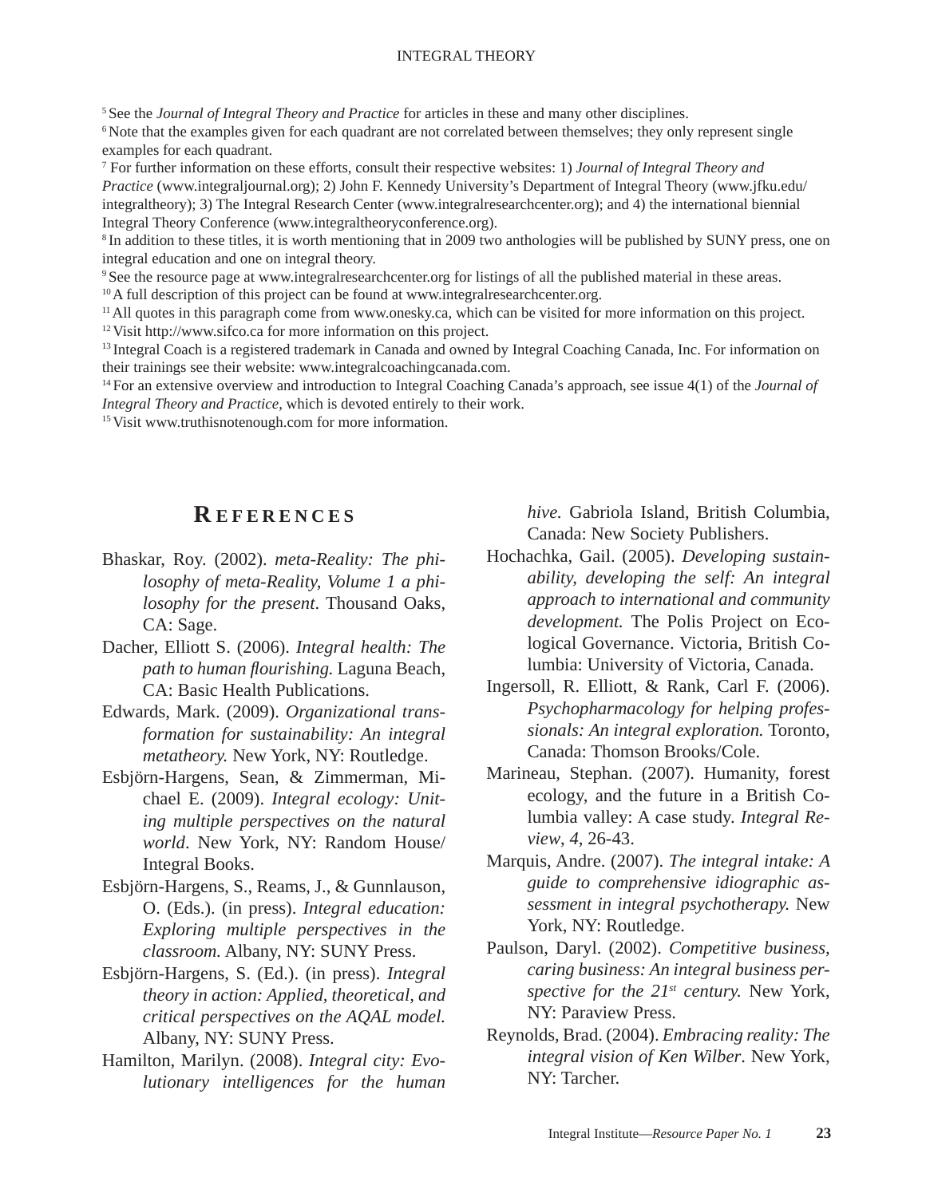[5] See the *Journal of Integral Theory and Practice* for articles in these and many other disciplines.
[6] Note that the examples given for each quadrant are not correlated between themselves; they only represent single examples for each quadrant.
[7] For further information on these efforts, consult their respective websites: 1) *Journal of Integral Theory and Practice* (www.integraljournal.org); 2) John F. Kennedy University's Department of Integral Theory (www.jfku.edu/integraltheory); 3) The Integral Research Center (www.integralresearchcenter.org); and 4) the international biennial Integral Theory Conference (www.integraltheoryconference.org).
[8] In addition to these titles, it is worth mentioning that in 2009 two anthologies will be published by SUNY press, one on integral education and one on integral theory.
[9] See the resource page at www.integralresearchcenter.org for listings of all the published material in these areas.
[10] A full description of this project can be found at www.integralresearchcenter.org.
[11] All quotes in this paragraph come from www.onesky.ca, which can be visited for more information on this project.
[12] Visit http://www.sifco.ca for more information on this project.
[13] Integral Coach is a registered trademark in Canada and owned by Integral Coaching Canada, Inc. For information on their trainings see their website: www.integralcoachingcanada.com.
[14] For an extensive overview and introduction to Integral Coaching Canada's approach, see issue 4(1) of the *Journal of Integral Theory and Practice*, which is devoted entirely to their work.
[15] Visit www.truthisnotenough.com for more information.

## References

Bhaskar, Roy. (2002). *meta-Reality: The philosophy of meta-Reality, Volume 1 a philosophy for the present*. Thousand Oaks, CA: Sage.

Dacher, Elliott S. (2006). *Integral health: The path to human flourishing.* Laguna Beach, CA: Basic Health Publications.

Edwards, Mark. (2009). *Organizational transformation for sustainability: An integral metatheory.* New York, NY: Routledge.

Esbjörn-Hargens, Sean, & Zimmerman, Michael E. (2009). *Integral ecology: Uniting multiple perspectives on the natural world*. New York, NY: Random House/ Integral Books.

Esbjörn-Hargens, S., Reams, J., & Gunnlauson, O. (Eds.). (in press). *Integral education: Exploring multiple perspectives in the classroom.* Albany, NY: SUNY Press.

Esbjörn-Hargens, S. (Ed.). (in press). *Integral theory in action: Applied, theoretical, and critical perspectives on the AQAL model.* Albany, NY: SUNY Press.

Hamilton, Marilyn. (2008). *Integral city: Evolutionary intelligences for the human hive.* Gabriola Island, British Columbia, Canada: New Society Publishers.

Hochachka, Gail. (2005). *Developing sustainability, developing the self: An integral approach to international and community development.* The Polis Project on Ecological Governance. Victoria, British Columbia: University of Victoria, Canada.

Ingersoll, R. Elliott, & Rank, Carl F. (2006). *Psychopharmacology for helping professionals: An integral exploration.* Toronto, Canada: Thomson Brooks/Cole.

Marineau, Stephan. (2007). Humanity, forest ecology, and the future in a British Columbia valley: A case study. *Integral Review*, *4*, 26-43.

Marquis, Andre. (2007). *The integral intake: A guide to comprehensive idiographic assessment in integral psychotherapy.* New York, NY: Routledge.

Paulson, Daryl. (2002). *Competitive business, caring business: An integral business perspective for the 21st century.* New York, NY: Paraview Press.

Reynolds, Brad. (2004). *Embracing reality: The integral vision of Ken Wilber*. New York, NY: Tarcher.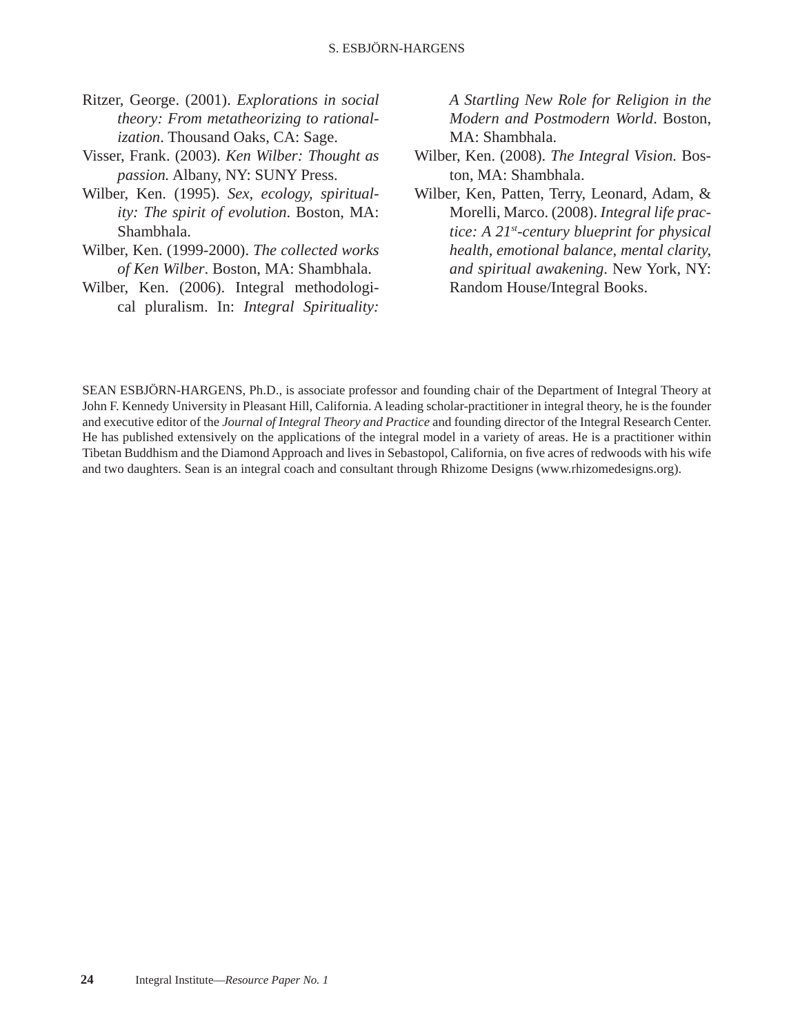Ritzer, George. (2001). *Explorations in social theory: From metatheorizing to rationalization*. Thousand Oaks, CA: Sage.

Visser, Frank. (2003). *Ken Wilber: Thought as passion.* Albany, NY: SUNY Press.

Wilber, Ken. (1995). *Sex, ecology, spirituality: The spirit of evolution*. Boston, MA: Shambhala.

Wilber, Ken. (1999-2000). *The collected works of Ken Wilber*. Boston, MA: Shambhala.

Wilber, Ken. (2006). Integral methodological pluralism. In: *Integral Spirituality: A Startling New Role for Religion in the Modern and Postmodern World*. Boston, MA: Shambhala.

Wilber, Ken. (2008). *The Integral Vision.* Boston, MA: Shambhala.

Wilber, Ken, Patten, Terry, Leonard, Adam, & Morelli, Marco. (2008). *Integral life practice: A 21st-century blueprint for physical health, emotional balance, mental clarity, and spiritual awakening.* New York, NY: Random House/Integral Books.

SEAN ESBJÖRN-HARGENS, Ph.D., is associate professor and founding chair of the Department of Integral Theory at John F. Kennedy University in Pleasant Hill, California. A leading scholar-practitioner in integral theory, he is the founder and executive editor of the *Journal of Integral Theory and Practice* and founding director of the Integral Research Center. He has published extensively on the applications of the integral model in a variety of areas. He is a practitioner within Tibetan Buddhism and the Diamond Approach and lives in Sebastopol, California, on five acres of redwoods with his wife and two daughters. Sean is an integral coach and consultant through Rhizome Designs (www.rhizomedesigns.org).